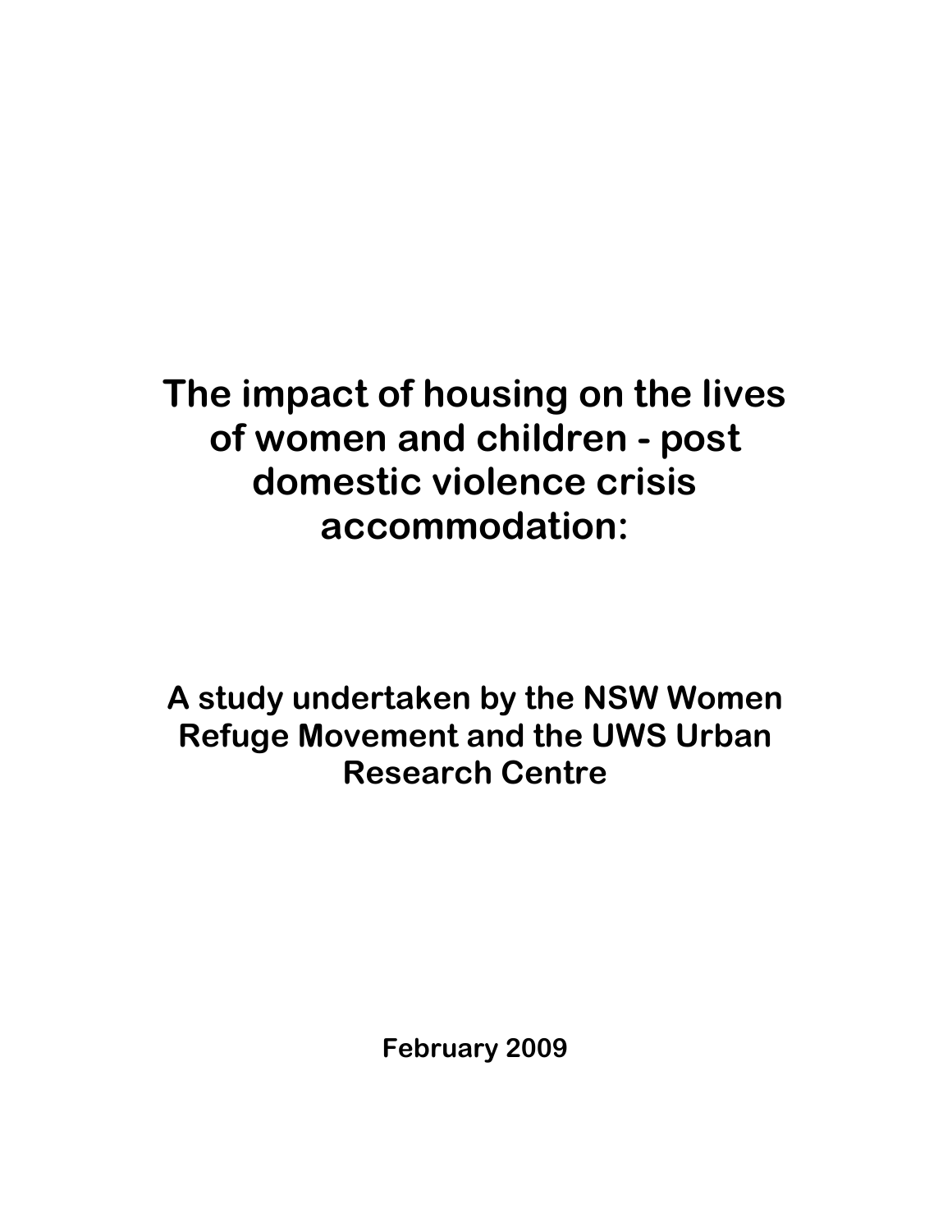# The impact of housing on the lives of women and children - post domestic violence crisis accommodation:

**A study undertaken by the NSW Women Refuge Movement and the UWS Urban Research Centre**

**February 2009**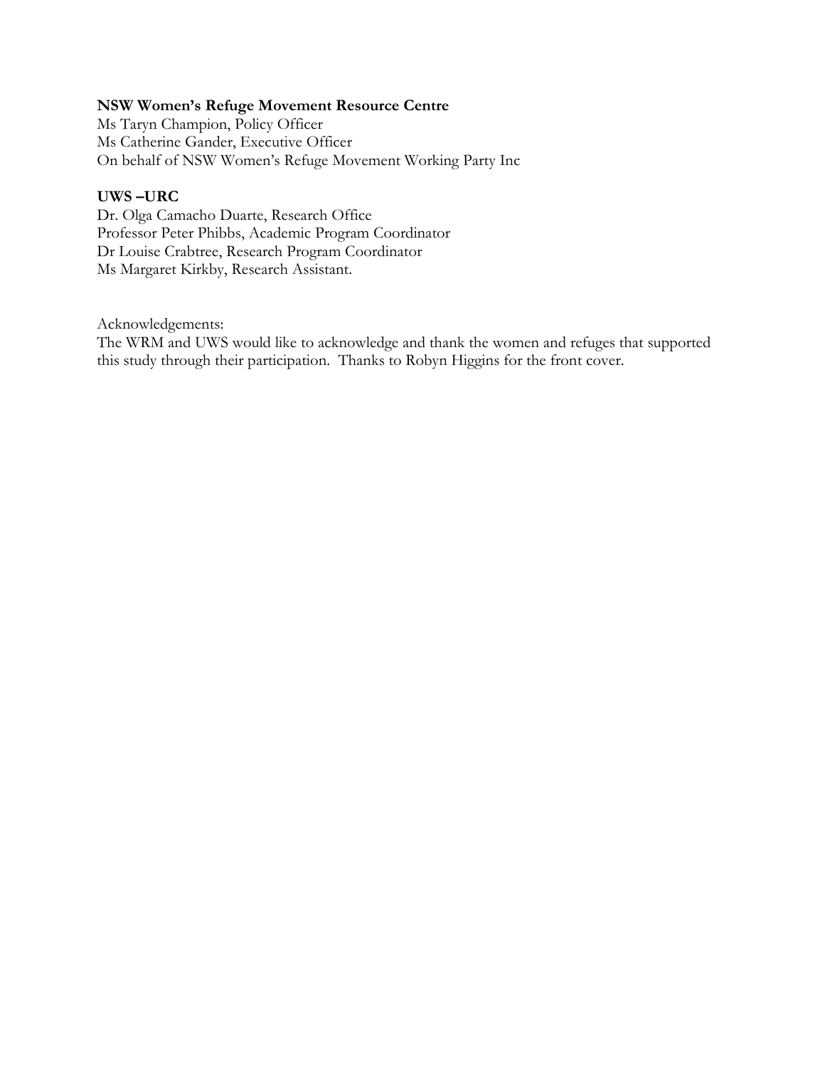**NSW Women's Refuge Movement Resource Centre**
Ms Taryn Champion, Policy Officer
Ms Catherine Gander, Executive Officer
On behalf of NSW Women's Refuge Movement Working Party Inc

**UWS –URC**
Dr. Olga Camacho Duarte, Research Office
Professor Peter Phibbs, Academic Program Coordinator
Dr Louise Crabtree, Research Program Coordinator
Ms Margaret Kirkby, Research Assistant.

Acknowledgements:
The WRM and UWS would like to acknowledge and thank the women and refuges that supported this study through their participation. Thanks to Robyn Higgins for the front cover.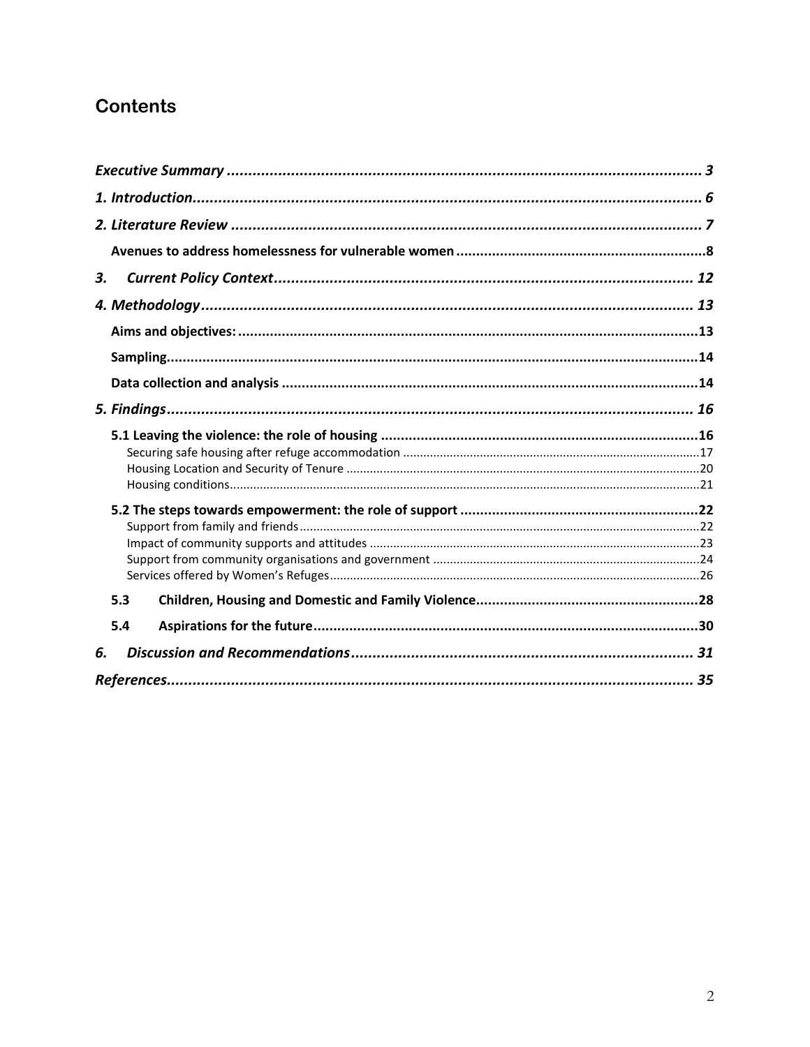## Contents

*Executive Summary* ........ *3*

*1. Introduction* ........ *6*

*2. Literature Review* ........ *7*

- **Avenues to address homelessness for vulnerable women** ........ **8**

*3. Current Policy Context* ........ *12*

*4. Methodology* ........ *13*

- **Aims and objectives:** ........ **13**
- **Sampling** ........ **14**
- **Data collection and analysis** ........ **14**

*5. Findings* ........ *16*

- **5.1 Leaving the violence: the role of housing** ........ **16**
  - Securing safe housing after refuge accommodation ........ 17
  - Housing Location and Security of Tenure ........ 20
  - Housing conditions ........ 21
- **5.2 The steps towards empowerment: the role of support** ........ **22**
  - Support from family and friends ........ 22
  - Impact of community supports and attitudes ........ 23
  - Support from community organisations and government ........ 24
  - Services offered by Women's Refuges ........ 26
- **5.3 Children, Housing and Domestic and Family Violence** ........ **28**
- **5.4 Aspirations for the future** ........ **30**

*6. Discussion and Recommendations* ........ *31*

*References* ........ *35*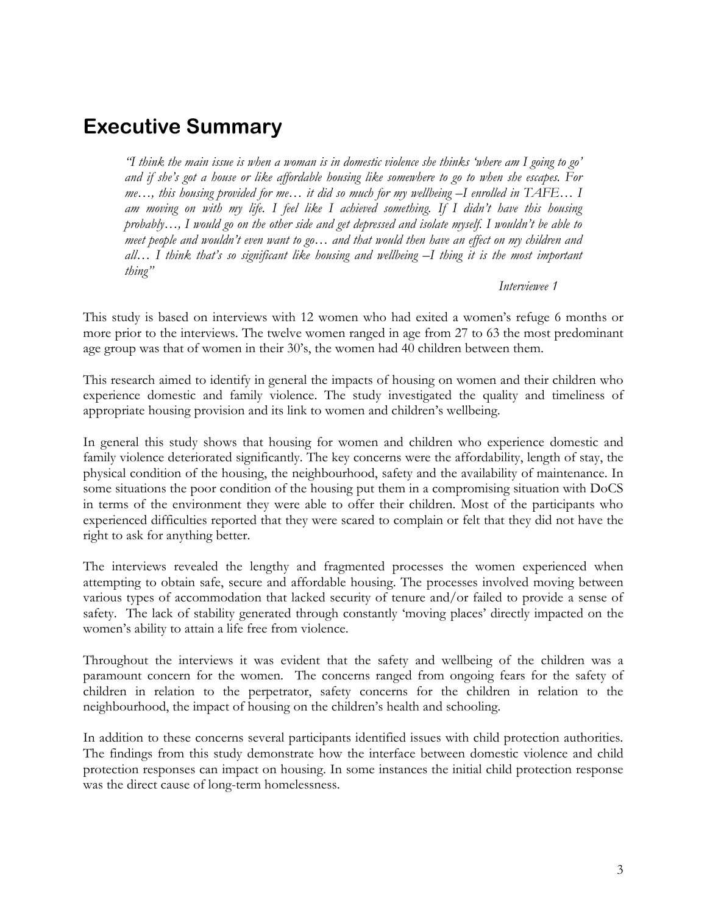# Executive Summary

> *"I think the main issue is when a woman is in domestic violence she thinks 'where am I going to go' and if she's got a house or like affordable housing like somewhere to go to when she escapes. For me…, this housing provided for me… it did so much for my wellbeing –I enrolled in TAFE… I am moving on with my life. I feel like I achieved something. If I didn't have this housing probably…, I would go on the other side and get depressed and isolate myself. I wouldn't be able to meet people and wouldn't even want to go… and that would then have an effect on my children and all… I think that's so significant like housing and wellbeing –I thing it is the most important thing"*
>
> *Interviewee 1*

This study is based on interviews with 12 women who had exited a women's refuge 6 months or more prior to the interviews. The twelve women ranged in age from 27 to 63 the most predominant age group was that of women in their 30's, the women had 40 children between them.

This research aimed to identify in general the impacts of housing on women and their children who experience domestic and family violence. The study investigated the quality and timeliness of appropriate housing provision and its link to women and children's wellbeing.

In general this study shows that housing for women and children who experience domestic and family violence deteriorated significantly. The key concerns were the affordability, length of stay, the physical condition of the housing, the neighbourhood, safety and the availability of maintenance. In some situations the poor condition of the housing put them in a compromising situation with DoCS in terms of the environment they were able to offer their children. Most of the participants who experienced difficulties reported that they were scared to complain or felt that they did not have the right to ask for anything better.

The interviews revealed the lengthy and fragmented processes the women experienced when attempting to obtain safe, secure and affordable housing. The processes involved moving between various types of accommodation that lacked security of tenure and/or failed to provide a sense of safety. The lack of stability generated through constantly 'moving places' directly impacted on the women's ability to attain a life free from violence.

Throughout the interviews it was evident that the safety and wellbeing of the children was a paramount concern for the women. The concerns ranged from ongoing fears for the safety of children in relation to the perpetrator, safety concerns for the children in relation to the neighbourhood, the impact of housing on the children's health and schooling.

In addition to these concerns several participants identified issues with child protection authorities. The findings from this study demonstrate how the interface between domestic violence and child protection responses can impact on housing. In some instances the initial child protection response was the direct cause of long-term homelessness.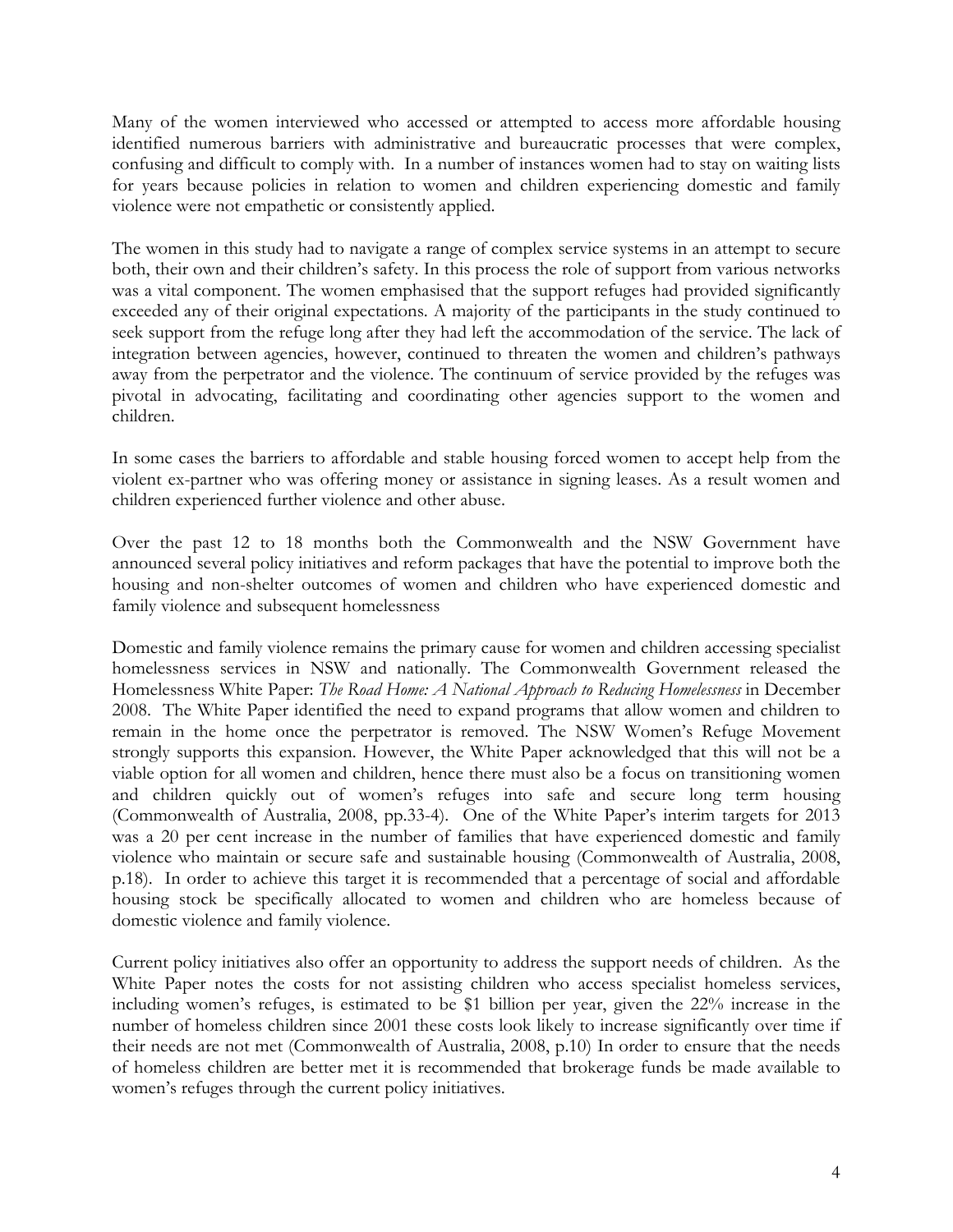Many of the women interviewed who accessed or attempted to access more affordable housing identified numerous barriers with administrative and bureaucratic processes that were complex, confusing and difficult to comply with. In a number of instances women had to stay on waiting lists for years because policies in relation to women and children experiencing domestic and family violence were not empathetic or consistently applied.

The women in this study had to navigate a range of complex service systems in an attempt to secure both, their own and their children's safety. In this process the role of support from various networks was a vital component. The women emphasised that the support refuges had provided significantly exceeded any of their original expectations. A majority of the participants in the study continued to seek support from the refuge long after they had left the accommodation of the service. The lack of integration between agencies, however, continued to threaten the women and children's pathways away from the perpetrator and the violence. The continuum of service provided by the refuges was pivotal in advocating, facilitating and coordinating other agencies support to the women and children.

In some cases the barriers to affordable and stable housing forced women to accept help from the violent ex-partner who was offering money or assistance in signing leases. As a result women and children experienced further violence and other abuse.

Over the past 12 to 18 months both the Commonwealth and the NSW Government have announced several policy initiatives and reform packages that have the potential to improve both the housing and non-shelter outcomes of women and children who have experienced domestic and family violence and subsequent homelessness

Domestic and family violence remains the primary cause for women and children accessing specialist homelessness services in NSW and nationally. The Commonwealth Government released the Homelessness White Paper: *The Road Home: A National Approach to Reducing Homelessness* in December 2008. The White Paper identified the need to expand programs that allow women and children to remain in the home once the perpetrator is removed. The NSW Women's Refuge Movement strongly supports this expansion. However, the White Paper acknowledged that this will not be a viable option for all women and children, hence there must also be a focus on transitioning women and children quickly out of women's refuges into safe and secure long term housing (Commonwealth of Australia, 2008, pp.33-4). One of the White Paper's interim targets for 2013 was a 20 per cent increase in the number of families that have experienced domestic and family violence who maintain or secure safe and sustainable housing (Commonwealth of Australia, 2008, p.18). In order to achieve this target it is recommended that a percentage of social and affordable housing stock be specifically allocated to women and children who are homeless because of domestic violence and family violence.

Current policy initiatives also offer an opportunity to address the support needs of children. As the White Paper notes the costs for not assisting children who access specialist homeless services, including women's refuges, is estimated to be $1 billion per year, given the 22% increase in the number of homeless children since 2001 these costs look likely to increase significantly over time if their needs are not met (Commonwealth of Australia, 2008, p.10) In order to ensure that the needs of homeless children are better met it is recommended that brokerage funds be made available to women's refuges through the current policy initiatives.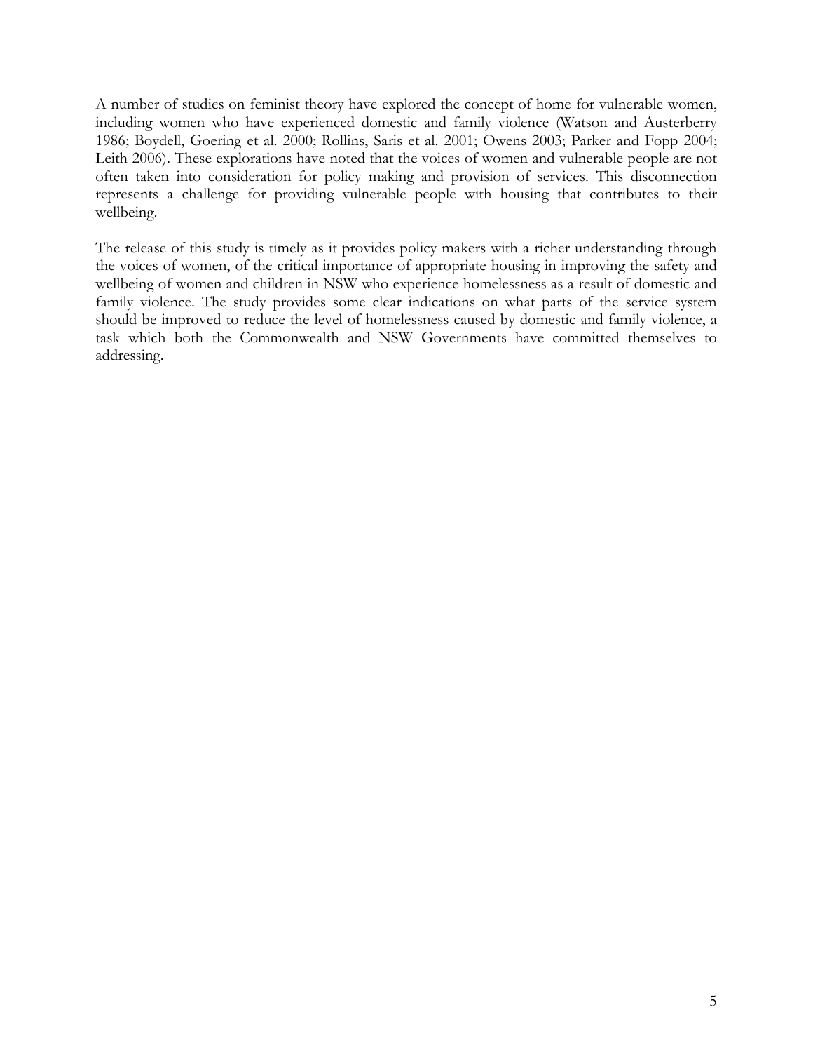A number of studies on feminist theory have explored the concept of home for vulnerable women, including women who have experienced domestic and family violence (Watson and Austerberry 1986; Boydell, Goering et al. 2000; Rollins, Saris et al. 2001; Owens 2003; Parker and Fopp 2004; Leith 2006). These explorations have noted that the voices of women and vulnerable people are not often taken into consideration for policy making and provision of services. This disconnection represents a challenge for providing vulnerable people with housing that contributes to their wellbeing.

The release of this study is timely as it provides policy makers with a richer understanding through the voices of women, of the critical importance of appropriate housing in improving the safety and wellbeing of women and children in NSW who experience homelessness as a result of domestic and family violence. The study provides some clear indications on what parts of the service system should be improved to reduce the level of homelessness caused by domestic and family violence, a task which both the Commonwealth and NSW Governments have committed themselves to addressing.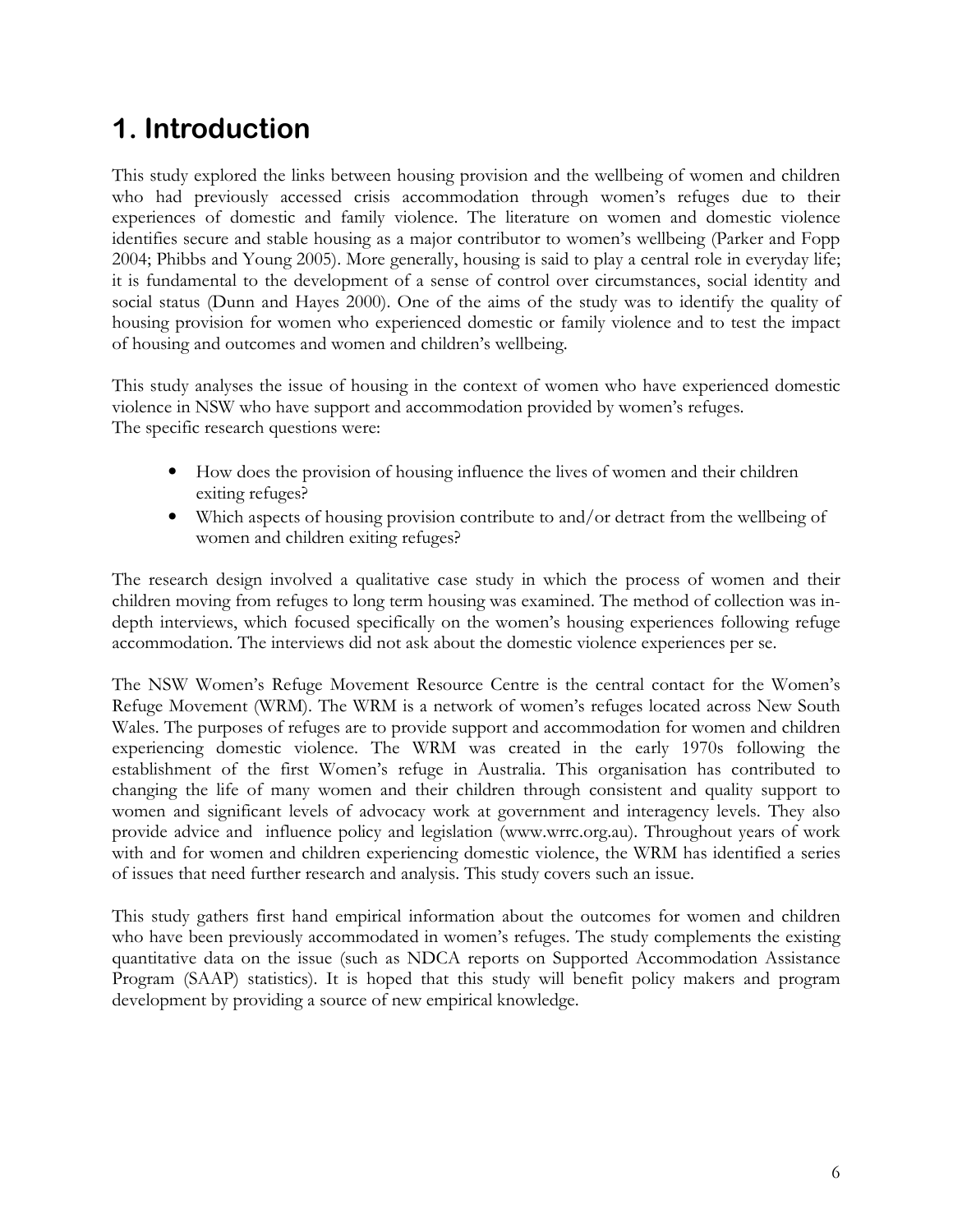# 1. Introduction

This study explored the links between housing provision and the wellbeing of women and children who had previously accessed crisis accommodation through women's refuges due to their experiences of domestic and family violence. The literature on women and domestic violence identifies secure and stable housing as a major contributor to women's wellbeing (Parker and Fopp 2004; Phibbs and Young 2005). More generally, housing is said to play a central role in everyday life; it is fundamental to the development of a sense of control over circumstances, social identity and social status (Dunn and Hayes 2000). One of the aims of the study was to identify the quality of housing provision for women who experienced domestic or family violence and to test the impact of housing and outcomes and women and children's wellbeing.

This study analyses the issue of housing in the context of women who have experienced domestic violence in NSW who have support and accommodation provided by women's refuges.
The specific research questions were:

- How does the provision of housing influence the lives of women and their children exiting refuges?
- Which aspects of housing provision contribute to and/or detract from the wellbeing of women and children exiting refuges?

The research design involved a qualitative case study in which the process of women and their children moving from refuges to long term housing was examined. The method of collection was in-depth interviews, which focused specifically on the women's housing experiences following refuge accommodation. The interviews did not ask about the domestic violence experiences per se.

The NSW Women's Refuge Movement Resource Centre is the central contact for the Women's Refuge Movement (WRM). The WRM is a network of women's refuges located across New South Wales. The purposes of refuges are to provide support and accommodation for women and children experiencing domestic violence. The WRM was created in the early 1970s following the establishment of the first Women's refuge in Australia. This organisation has contributed to changing the life of many women and their children through consistent and quality support to women and significant levels of advocacy work at government and interagency levels. They also provide advice and influence policy and legislation (www.wrrc.org.au). Throughout years of work with and for women and children experiencing domestic violence, the WRM has identified a series of issues that need further research and analysis. This study covers such an issue.

This study gathers first hand empirical information about the outcomes for women and children who have been previously accommodated in women's refuges. The study complements the existing quantitative data on the issue (such as NDCA reports on Supported Accommodation Assistance Program (SAAP) statistics). It is hoped that this study will benefit policy makers and program development by providing a source of new empirical knowledge.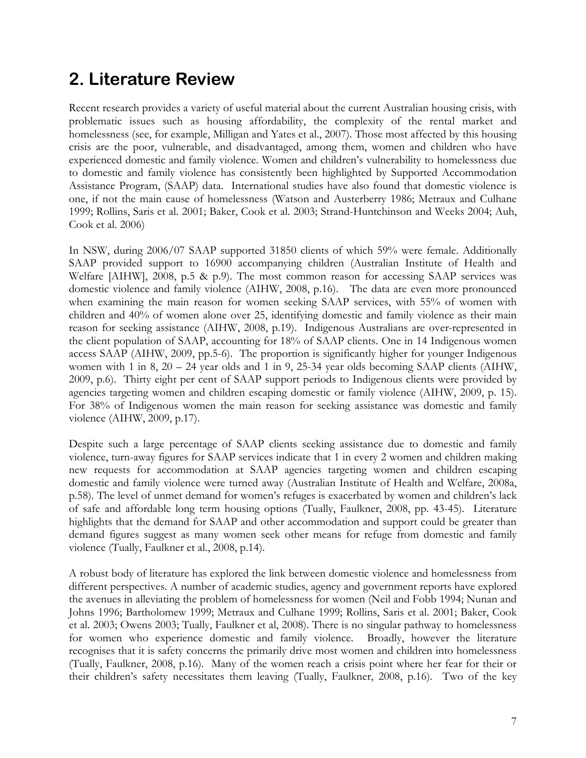# 2. Literature Review

Recent research provides a variety of useful material about the current Australian housing crisis, with problematic issues such as housing affordability, the complexity of the rental market and homelessness (see, for example, Milligan and Yates et al., 2007). Those most affected by this housing crisis are the poor, vulnerable, and disadvantaged, among them, women and children who have experienced domestic and family violence. Women and children's vulnerability to homelessness due to domestic and family violence has consistently been highlighted by Supported Accommodation Assistance Program, (SAAP) data. International studies have also found that domestic violence is one, if not the main cause of homelessness (Watson and Austerberry 1986; Metraux and Culhane 1999; Rollins, Saris et al. 2001; Baker, Cook et al. 2003; Strand-Huntchinson and Weeks 2004; Auh, Cook et al. 2006)

In NSW, during 2006/07 SAAP supported 31850 clients of which 59% were female. Additionally SAAP provided support to 16900 accompanying children (Australian Institute of Health and Welfare [AIHW], 2008, p.5 & p.9). The most common reason for accessing SAAP services was domestic violence and family violence (AIHW, 2008, p.16). The data are even more pronounced when examining the main reason for women seeking SAAP services, with 55% of women with children and 40% of women alone over 25, identifying domestic and family violence as their main reason for seeking assistance (AIHW, 2008, p.19). Indigenous Australians are over-represented in the client population of SAAP, accounting for 18% of SAAP clients. One in 14 Indigenous women access SAAP (AIHW, 2009, pp.5-6). The proportion is significantly higher for younger Indigenous women with 1 in 8, 20 – 24 year olds and 1 in 9, 25-34 year olds becoming SAAP clients (AIHW, 2009, p.6). Thirty eight per cent of SAAP support periods to Indigenous clients were provided by agencies targeting women and children escaping domestic or family violence (AIHW, 2009, p. 15). For 38% of Indigenous women the main reason for seeking assistance was domestic and family violence (AIHW, 2009, p.17).

Despite such a large percentage of SAAP clients seeking assistance due to domestic and family violence, turn-away figures for SAAP services indicate that 1 in every 2 women and children making new requests for accommodation at SAAP agencies targeting women and children escaping domestic and family violence were turned away (Australian Institute of Health and Welfare, 2008a, p.58). The level of unmet demand for women's refuges is exacerbated by women and children's lack of safe and affordable long term housing options (Tually, Faulkner, 2008, pp. 43-45). Literature highlights that the demand for SAAP and other accommodation and support could be greater than demand figures suggest as many women seek other means for refuge from domestic and family violence (Tually, Faulkner et al., 2008, p.14).

A robust body of literature has explored the link between domestic violence and homelessness from different perspectives. A number of academic studies, agency and government reports have explored the avenues in alleviating the problem of homelessness for women (Neil and Fobb 1994; Nunan and Johns 1996; Bartholomew 1999; Metraux and Culhane 1999; Rollins, Saris et al. 2001; Baker, Cook et al. 2003; Owens 2003; Tually, Faulkner et al, 2008). There is no singular pathway to homelessness for women who experience domestic and family violence. Broadly, however the literature recognises that it is safety concerns the primarily drive most women and children into homelessness (Tually, Faulkner, 2008, p.16). Many of the women reach a crisis point where her fear for their or their children's safety necessitates them leaving (Tually, Faulkner, 2008, p.16). Two of the key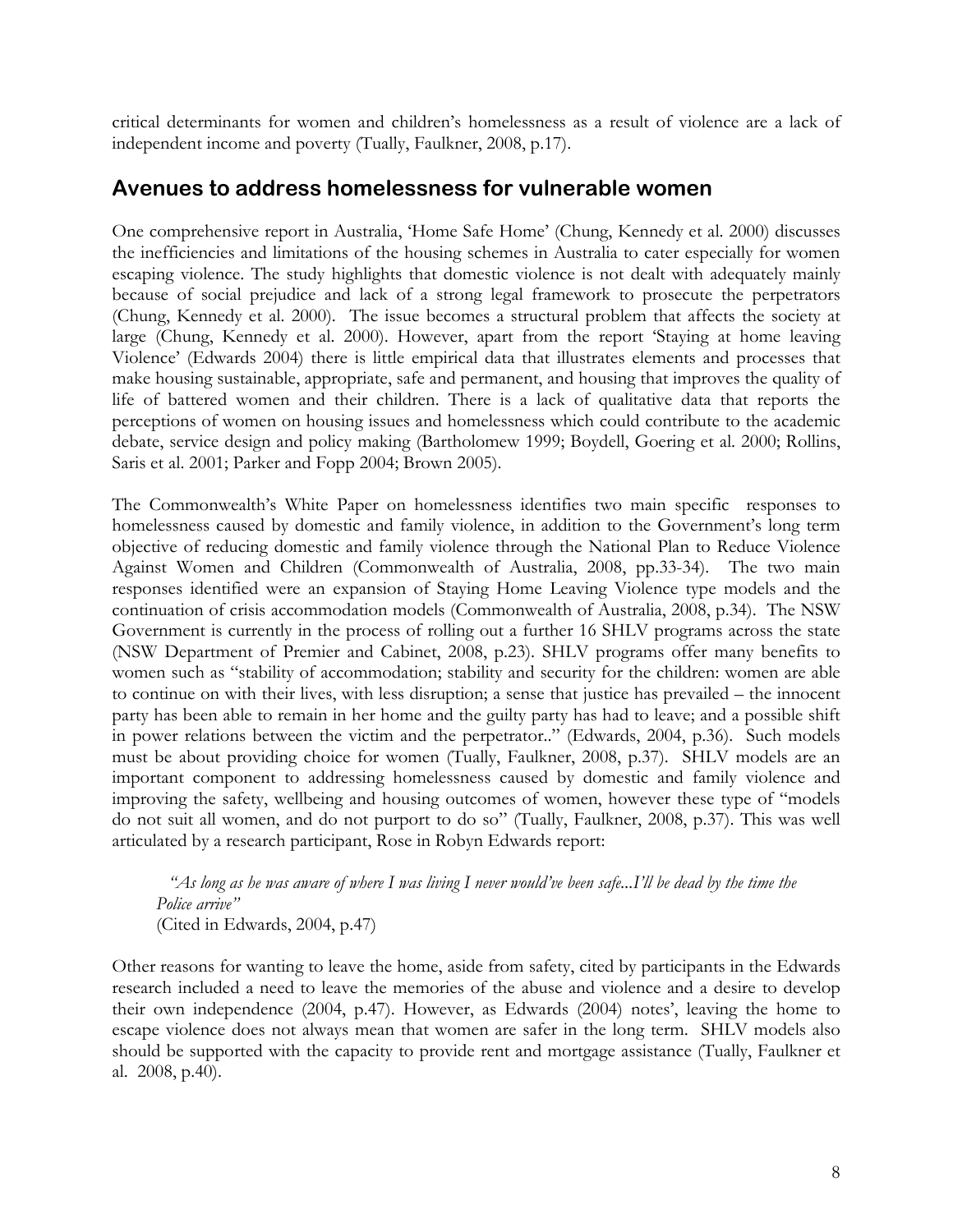critical determinants for women and children's homelessness as a result of violence are a lack of independent income and poverty (Tually, Faulkner, 2008, p.17).

## Avenues to address homelessness for vulnerable women

One comprehensive report in Australia, 'Home Safe Home' (Chung, Kennedy et al. 2000) discusses the inefficiencies and limitations of the housing schemes in Australia to cater especially for women escaping violence. The study highlights that domestic violence is not dealt with adequately mainly because of social prejudice and lack of a strong legal framework to prosecute the perpetrators (Chung, Kennedy et al. 2000). The issue becomes a structural problem that affects the society at large (Chung, Kennedy et al. 2000). However, apart from the report 'Staying at home leaving Violence' (Edwards 2004) there is little empirical data that illustrates elements and processes that make housing sustainable, appropriate, safe and permanent, and housing that improves the quality of life of battered women and their children. There is a lack of qualitative data that reports the perceptions of women on housing issues and homelessness which could contribute to the academic debate, service design and policy making (Bartholomew 1999; Boydell, Goering et al. 2000; Rollins, Saris et al. 2001; Parker and Fopp 2004; Brown 2005).

The Commonwealth's White Paper on homelessness identifies two main specific responses to homelessness caused by domestic and family violence, in addition to the Government's long term objective of reducing domestic and family violence through the National Plan to Reduce Violence Against Women and Children (Commonwealth of Australia, 2008, pp.33-34). The two main responses identified were an expansion of Staying Home Leaving Violence type models and the continuation of crisis accommodation models (Commonwealth of Australia, 2008, p.34). The NSW Government is currently in the process of rolling out a further 16 SHLV programs across the state (NSW Department of Premier and Cabinet, 2008, p.23). SHLV programs offer many benefits to women such as "stability of accommodation; stability and security for the children: women are able to continue on with their lives, with less disruption; a sense that justice has prevailed – the innocent party has been able to remain in her home and the guilty party has had to leave; and a possible shift in power relations between the victim and the perpetrator.." (Edwards, 2004, p.36). Such models must be about providing choice for women (Tually, Faulkner, 2008, p.37). SHLV models are an important component to addressing homelessness caused by domestic and family violence and improving the safety, wellbeing and housing outcomes of women, however these type of "models do not suit all women, and do not purport to do so" (Tually, Faulkner, 2008, p.37). This was well articulated by a research participant, Rose in Robyn Edwards report:

> *"As long as he was aware of where I was living I never would've been safe...I'll be dead by the time the Police arrive"*
> (Cited in Edwards, 2004, p.47)

Other reasons for wanting to leave the home, aside from safety, cited by participants in the Edwards research included a need to leave the memories of the abuse and violence and a desire to develop their own independence (2004, p.47). However, as Edwards (2004) notes', leaving the home to escape violence does not always mean that women are safer in the long term. SHLV models also should be supported with the capacity to provide rent and mortgage assistance (Tually, Faulkner et al. 2008, p.40).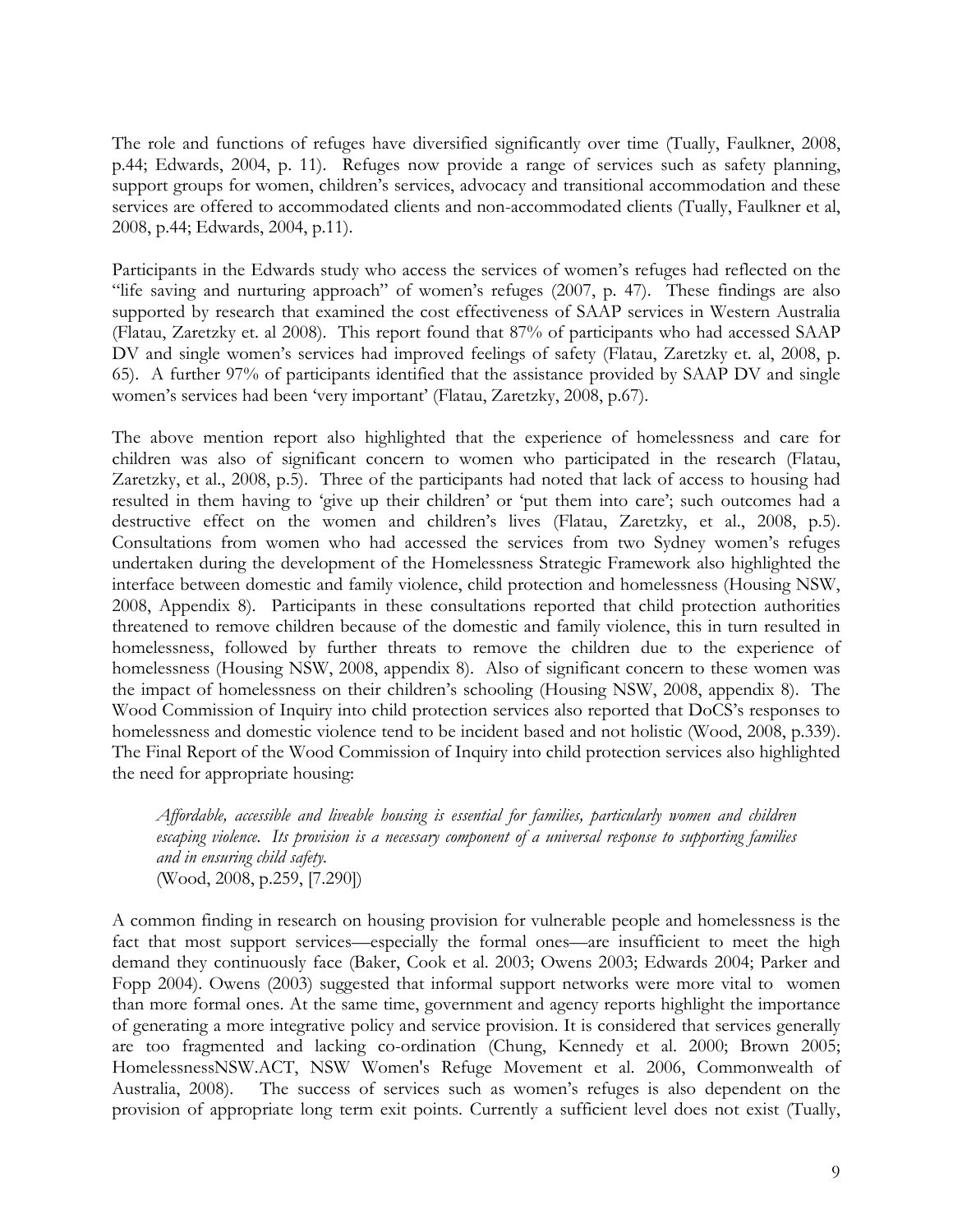The role and functions of refuges have diversified significantly over time (Tually, Faulkner, 2008, p.44; Edwards, 2004, p. 11). Refuges now provide a range of services such as safety planning, support groups for women, children's services, advocacy and transitional accommodation and these services are offered to accommodated clients and non-accommodated clients (Tually, Faulkner et al, 2008, p.44; Edwards, 2004, p.11).

Participants in the Edwards study who access the services of women's refuges had reflected on the "life saving and nurturing approach" of women's refuges (2007, p. 47). These findings are also supported by research that examined the cost effectiveness of SAAP services in Western Australia (Flatau, Zaretzky et. al 2008). This report found that 87% of participants who had accessed SAAP DV and single women's services had improved feelings of safety (Flatau, Zaretzky et. al, 2008, p. 65). A further 97% of participants identified that the assistance provided by SAAP DV and single women's services had been 'very important' (Flatau, Zaretzky, 2008, p.67).

The above mention report also highlighted that the experience of homelessness and care for children was also of significant concern to women who participated in the research (Flatau, Zaretzky, et al., 2008, p.5). Three of the participants had noted that lack of access to housing had resulted in them having to 'give up their children' or 'put them into care'; such outcomes had a destructive effect on the women and children's lives (Flatau, Zaretzky, et al., 2008, p.5). Consultations from women who had accessed the services from two Sydney women's refuges undertaken during the development of the Homelessness Strategic Framework also highlighted the interface between domestic and family violence, child protection and homelessness (Housing NSW, 2008, Appendix 8). Participants in these consultations reported that child protection authorities threatened to remove children because of the domestic and family violence, this in turn resulted in homelessness, followed by further threats to remove the children due to the experience of homelessness (Housing NSW, 2008, appendix 8). Also of significant concern to these women was the impact of homelessness on their children's schooling (Housing NSW, 2008, appendix 8). The Wood Commission of Inquiry into child protection services also reported that DoCS's responses to homelessness and domestic violence tend to be incident based and not holistic (Wood, 2008, p.339). The Final Report of the Wood Commission of Inquiry into child protection services also highlighted the need for appropriate housing:

> *Affordable, accessible and liveable housing is essential for families, particularly women and children escaping violence. Its provision is a necessary component of a universal response to supporting families and in ensuring child safety.*
> (Wood, 2008, p.259, [7.290])

A common finding in research on housing provision for vulnerable people and homelessness is the fact that most support services—especially the formal ones—are insufficient to meet the high demand they continuously face (Baker, Cook et al. 2003; Owens 2003; Edwards 2004; Parker and Fopp 2004). Owens (2003) suggested that informal support networks were more vital to women than more formal ones. At the same time, government and agency reports highlight the importance of generating a more integrative policy and service provision. It is considered that services generally are too fragmented and lacking co-ordination (Chung, Kennedy et al. 2000; Brown 2005; HomelessnessNSW.ACT, NSW Women's Refuge Movement et al. 2006, Commonwealth of Australia, 2008). The success of services such as women's refuges is also dependent on the provision of appropriate long term exit points. Currently a sufficient level does not exist (Tually,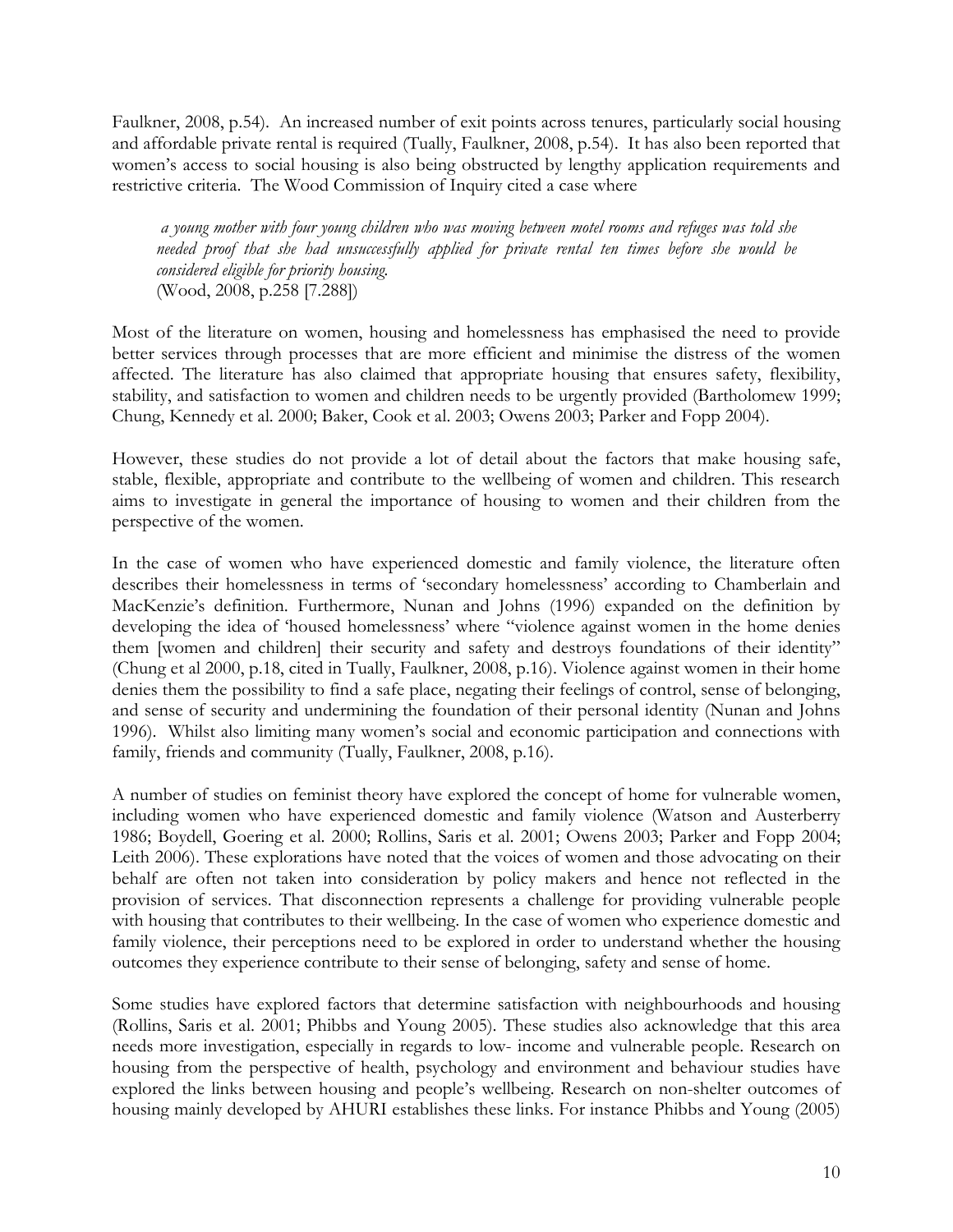Faulkner, 2008, p.54). An increased number of exit points across tenures, particularly social housing and affordable private rental is required (Tually, Faulkner, 2008, p.54). It has also been reported that women's access to social housing is also being obstructed by lengthy application requirements and restrictive criteria. The Wood Commission of Inquiry cited a case where

> *a young mother with four young children who was moving between motel rooms and refuges was told she needed proof that she had unsuccessfully applied for private rental ten times before she would be considered eligible for priority housing.*
> (Wood, 2008, p.258 [7.288])

Most of the literature on women, housing and homelessness has emphasised the need to provide better services through processes that are more efficient and minimise the distress of the women affected. The literature has also claimed that appropriate housing that ensures safety, flexibility, stability, and satisfaction to women and children needs to be urgently provided (Bartholomew 1999; Chung, Kennedy et al. 2000; Baker, Cook et al. 2003; Owens 2003; Parker and Fopp 2004).

However, these studies do not provide a lot of detail about the factors that make housing safe, stable, flexible, appropriate and contribute to the wellbeing of women and children. This research aims to investigate in general the importance of housing to women and their children from the perspective of the women.

In the case of women who have experienced domestic and family violence, the literature often describes their homelessness in terms of 'secondary homelessness' according to Chamberlain and MacKenzie's definition. Furthermore, Nunan and Johns (1996) expanded on the definition by developing the idea of 'housed homelessness' where "violence against women in the home denies them [women and children] their security and safety and destroys foundations of their identity" (Chung et al 2000, p.18, cited in Tually, Faulkner, 2008, p.16). Violence against women in their home denies them the possibility to find a safe place, negating their feelings of control, sense of belonging, and sense of security and undermining the foundation of their personal identity (Nunan and Johns 1996). Whilst also limiting many women's social and economic participation and connections with family, friends and community (Tually, Faulkner, 2008, p.16).

A number of studies on feminist theory have explored the concept of home for vulnerable women, including women who have experienced domestic and family violence (Watson and Austerberry 1986; Boydell, Goering et al. 2000; Rollins, Saris et al. 2001; Owens 2003; Parker and Fopp 2004; Leith 2006). These explorations have noted that the voices of women and those advocating on their behalf are often not taken into consideration by policy makers and hence not reflected in the provision of services. That disconnection represents a challenge for providing vulnerable people with housing that contributes to their wellbeing. In the case of women who experience domestic and family violence, their perceptions need to be explored in order to understand whether the housing outcomes they experience contribute to their sense of belonging, safety and sense of home.

Some studies have explored factors that determine satisfaction with neighbourhoods and housing (Rollins, Saris et al. 2001; Phibbs and Young 2005). These studies also acknowledge that this area needs more investigation, especially in regards to low- income and vulnerable people. Research on housing from the perspective of health, psychology and environment and behaviour studies have explored the links between housing and people's wellbeing. Research on non-shelter outcomes of housing mainly developed by AHURI establishes these links. For instance Phibbs and Young (2005)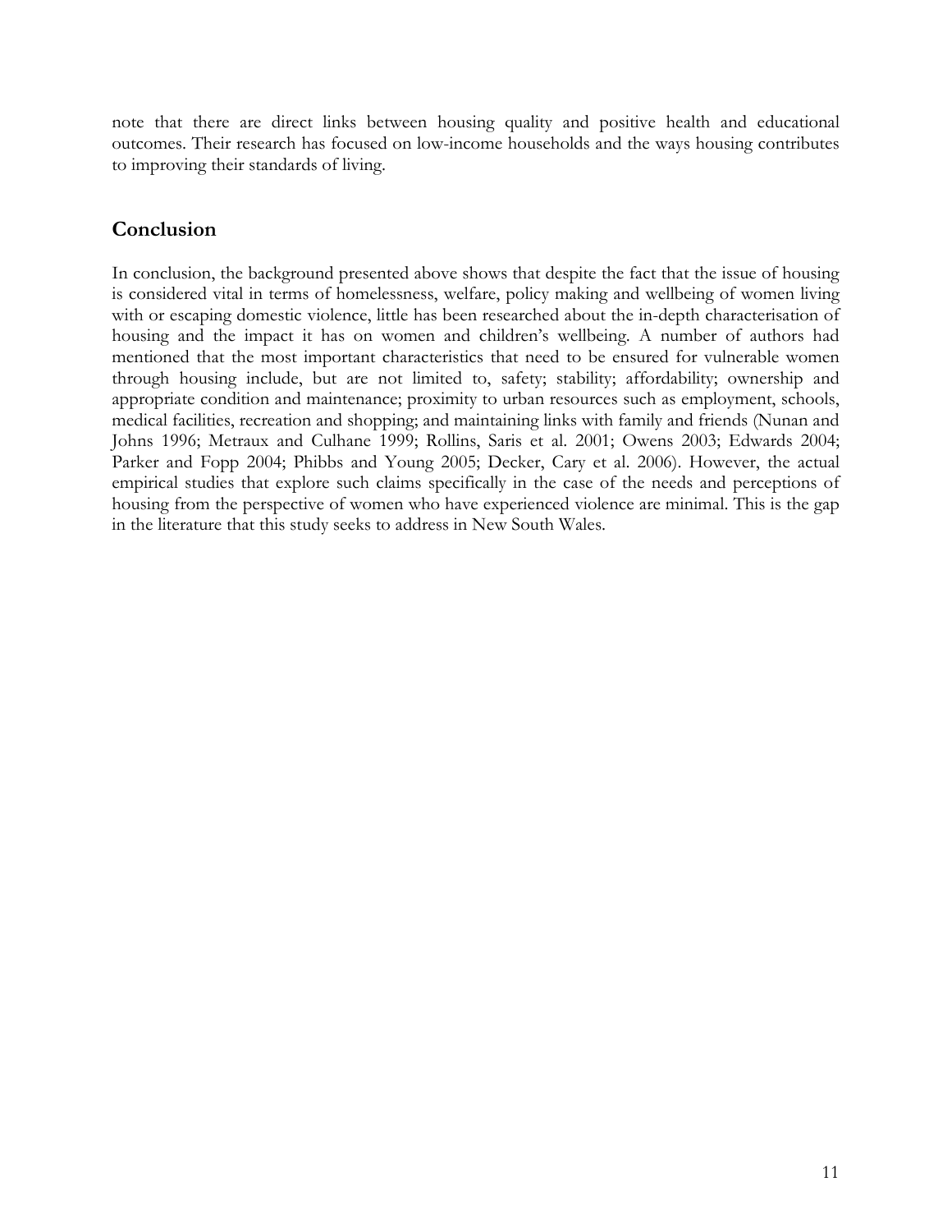note that there are direct links between housing quality and positive health and educational outcomes. Their research has focused on low-income households and the ways housing contributes to improving their standards of living.

## Conclusion

In conclusion, the background presented above shows that despite the fact that the issue of housing is considered vital in terms of homelessness, welfare, policy making and wellbeing of women living with or escaping domestic violence, little has been researched about the in-depth characterisation of housing and the impact it has on women and children's wellbeing. A number of authors had mentioned that the most important characteristics that need to be ensured for vulnerable women through housing include, but are not limited to, safety; stability; affordability; ownership and appropriate condition and maintenance; proximity to urban resources such as employment, schools, medical facilities, recreation and shopping; and maintaining links with family and friends (Nunan and Johns 1996; Metraux and Culhane 1999; Rollins, Saris et al. 2001; Owens 2003; Edwards 2004; Parker and Fopp 2004; Phibbs and Young 2005; Decker, Cary et al. 2006). However, the actual empirical studies that explore such claims specifically in the case of the needs and perceptions of housing from the perspective of women who have experienced violence are minimal. This is the gap in the literature that this study seeks to address in New South Wales.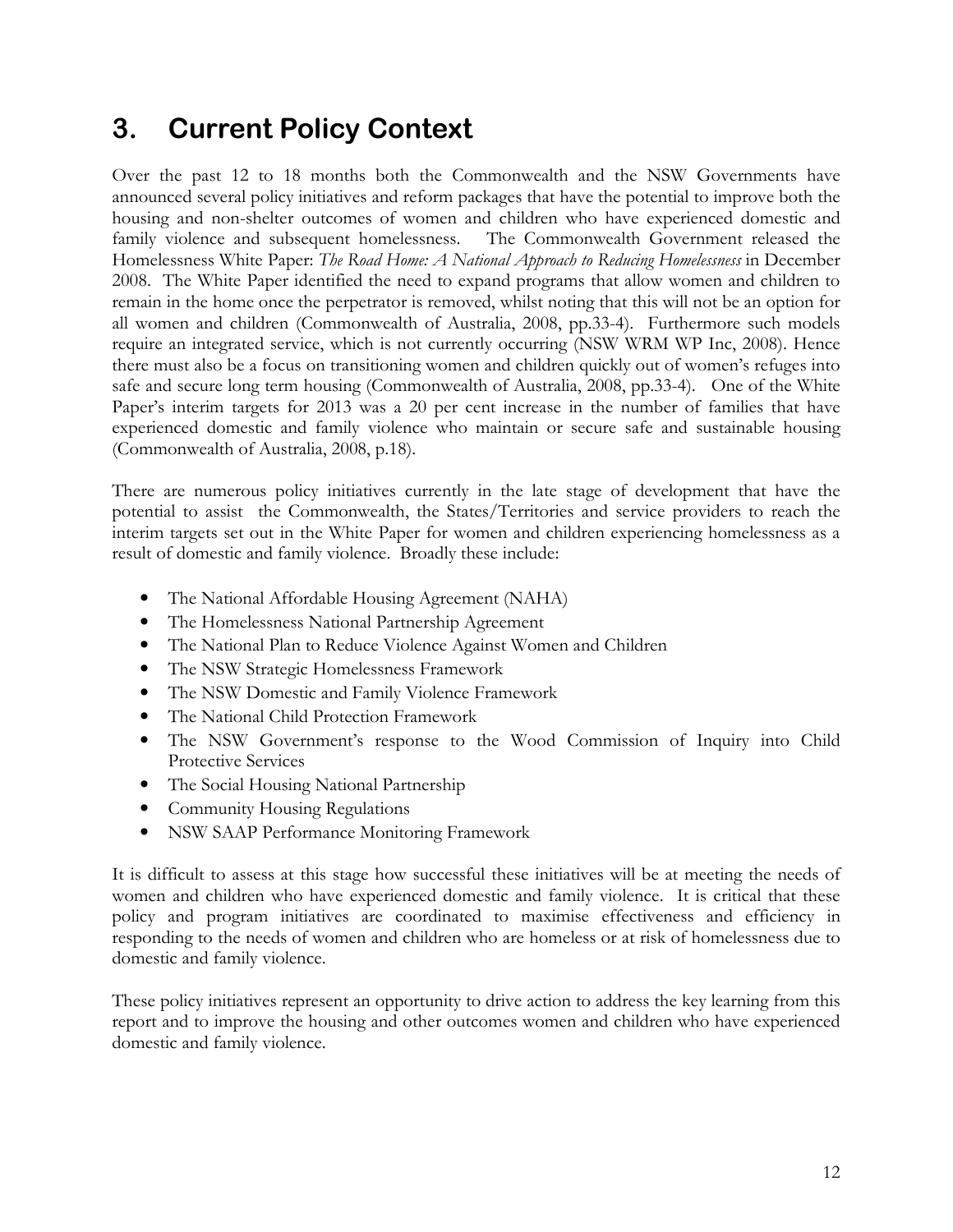# 3. Current Policy Context

Over the past 12 to 18 months both the Commonwealth and the NSW Governments have announced several policy initiatives and reform packages that have the potential to improve both the housing and non-shelter outcomes of women and children who have experienced domestic and family violence and subsequent homelessness. The Commonwealth Government released the Homelessness White Paper: *The Road Home: A National Approach to Reducing Homelessness* in December 2008. The White Paper identified the need to expand programs that allow women and children to remain in the home once the perpetrator is removed, whilst noting that this will not be an option for all women and children (Commonwealth of Australia, 2008, pp.33-4). Furthermore such models require an integrated service, which is not currently occurring (NSW WRM WP Inc, 2008). Hence there must also be a focus on transitioning women and children quickly out of women's refuges into safe and secure long term housing (Commonwealth of Australia, 2008, pp.33-4). One of the White Paper's interim targets for 2013 was a 20 per cent increase in the number of families that have experienced domestic and family violence who maintain or secure safe and sustainable housing (Commonwealth of Australia, 2008, p.18).

There are numerous policy initiatives currently in the late stage of development that have the potential to assist the Commonwealth, the States/Territories and service providers to reach the interim targets set out in the White Paper for women and children experiencing homelessness as a result of domestic and family violence. Broadly these include:

- The National Affordable Housing Agreement (NAHA)
- The Homelessness National Partnership Agreement
- The National Plan to Reduce Violence Against Women and Children
- The NSW Strategic Homelessness Framework
- The NSW Domestic and Family Violence Framework
- The National Child Protection Framework
- The NSW Government's response to the Wood Commission of Inquiry into Child Protective Services
- The Social Housing National Partnership
- Community Housing Regulations
- NSW SAAP Performance Monitoring Framework

It is difficult to assess at this stage how successful these initiatives will be at meeting the needs of women and children who have experienced domestic and family violence. It is critical that these policy and program initiatives are coordinated to maximise effectiveness and efficiency in responding to the needs of women and children who are homeless or at risk of homelessness due to domestic and family violence.

These policy initiatives represent an opportunity to drive action to address the key learning from this report and to improve the housing and other outcomes women and children who have experienced domestic and family violence.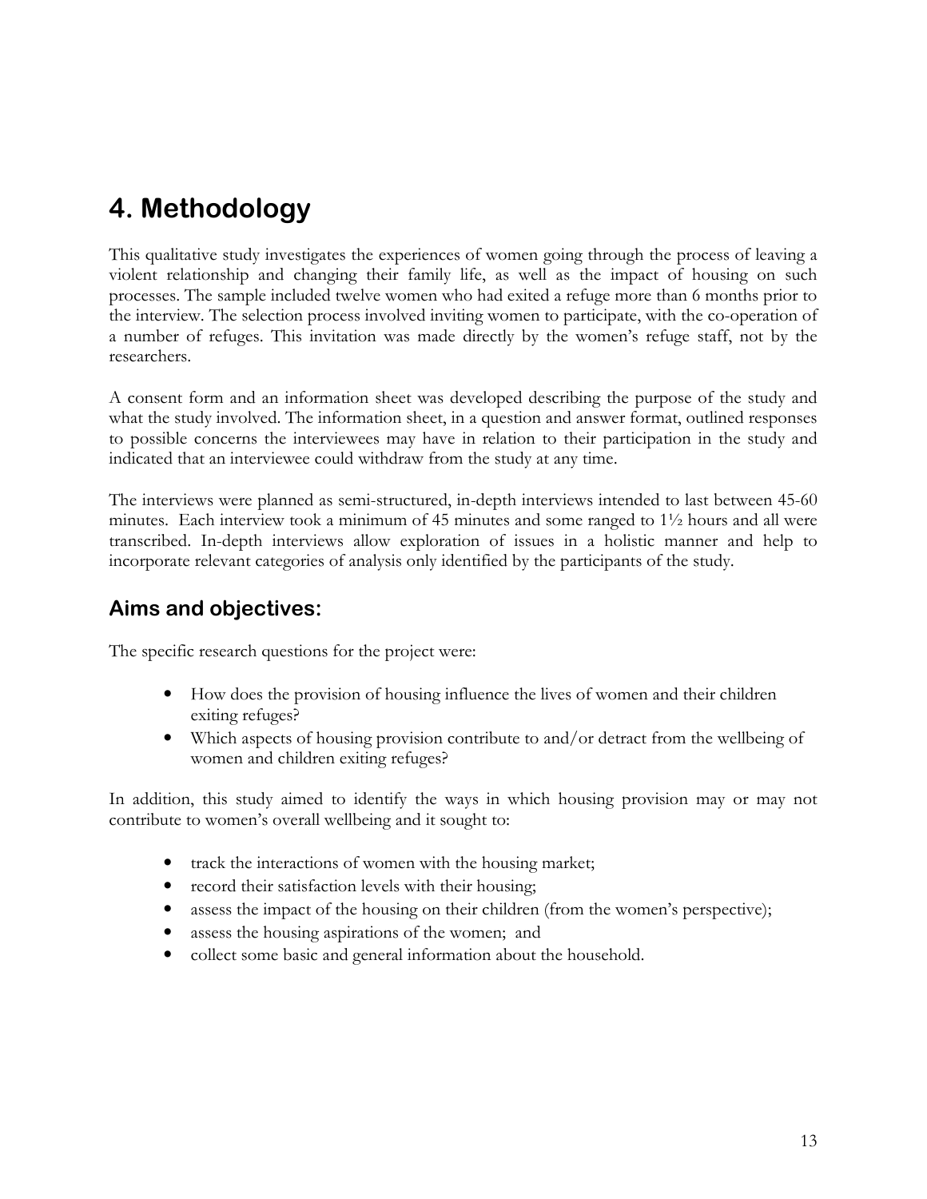# 4. Methodology

This qualitative study investigates the experiences of women going through the process of leaving a violent relationship and changing their family life, as well as the impact of housing on such processes. The sample included twelve women who had exited a refuge more than 6 months prior to the interview. The selection process involved inviting women to participate, with the co-operation of a number of refuges. This invitation was made directly by the women's refuge staff, not by the researchers.

A consent form and an information sheet was developed describing the purpose of the study and what the study involved. The information sheet, in a question and answer format, outlined responses to possible concerns the interviewees may have in relation to their participation in the study and indicated that an interviewee could withdraw from the study at any time.

The interviews were planned as semi-structured, in-depth interviews intended to last between 45-60 minutes. Each interview took a minimum of 45 minutes and some ranged to 1½ hours and all were transcribed. In-depth interviews allow exploration of issues in a holistic manner and help to incorporate relevant categories of analysis only identified by the participants of the study.

## Aims and objectives:

The specific research questions for the project were:

- How does the provision of housing influence the lives of women and their children exiting refuges?
- Which aspects of housing provision contribute to and/or detract from the wellbeing of women and children exiting refuges?

In addition, this study aimed to identify the ways in which housing provision may or may not contribute to women's overall wellbeing and it sought to:

- track the interactions of women with the housing market;
- record their satisfaction levels with their housing;
- assess the impact of the housing on their children (from the women's perspective);
- assess the housing aspirations of the women; and
- collect some basic and general information about the household.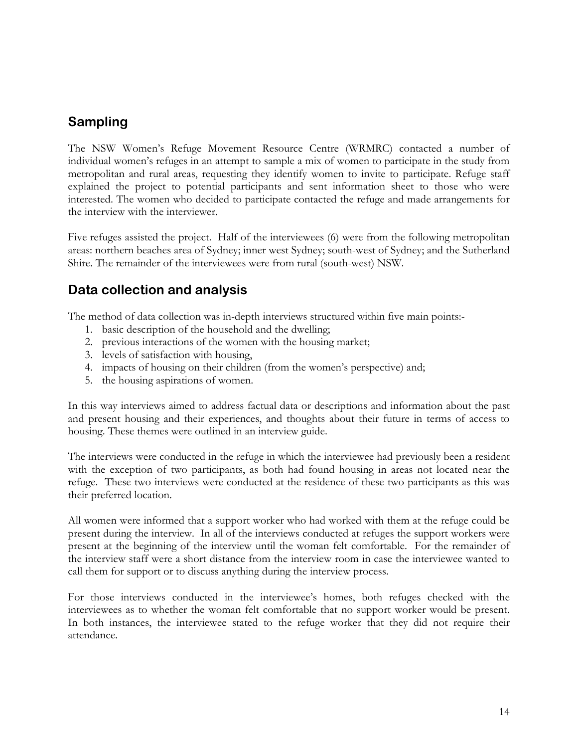## Sampling

The NSW Women's Refuge Movement Resource Centre (WRMRC) contacted a number of individual women's refuges in an attempt to sample a mix of women to participate in the study from metropolitan and rural areas, requesting they identify women to invite to participate. Refuge staff explained the project to potential participants and sent information sheet to those who were interested. The women who decided to participate contacted the refuge and made arrangements for the interview with the interviewer.

Five refuges assisted the project. Half of the interviewees (6) were from the following metropolitan areas: northern beaches area of Sydney; inner west Sydney; south-west of Sydney; and the Sutherland Shire. The remainder of the interviewees were from rural (south-west) NSW.

## Data collection and analysis

The method of data collection was in-depth interviews structured within five main points:-

1. basic description of the household and the dwelling;
2. previous interactions of the women with the housing market;
3. levels of satisfaction with housing,
4. impacts of housing on their children (from the women's perspective) and;
5. the housing aspirations of women.

In this way interviews aimed to address factual data or descriptions and information about the past and present housing and their experiences, and thoughts about their future in terms of access to housing. These themes were outlined in an interview guide.

The interviews were conducted in the refuge in which the interviewee had previously been a resident with the exception of two participants, as both had found housing in areas not located near the refuge. These two interviews were conducted at the residence of these two participants as this was their preferred location.

All women were informed that a support worker who had worked with them at the refuge could be present during the interview. In all of the interviews conducted at refuges the support workers were present at the beginning of the interview until the woman felt comfortable. For the remainder of the interview staff were a short distance from the interview room in case the interviewee wanted to call them for support or to discuss anything during the interview process.

For those interviews conducted in the interviewee's homes, both refuges checked with the interviewees as to whether the woman felt comfortable that no support worker would be present. In both instances, the interviewee stated to the refuge worker that they did not require their attendance.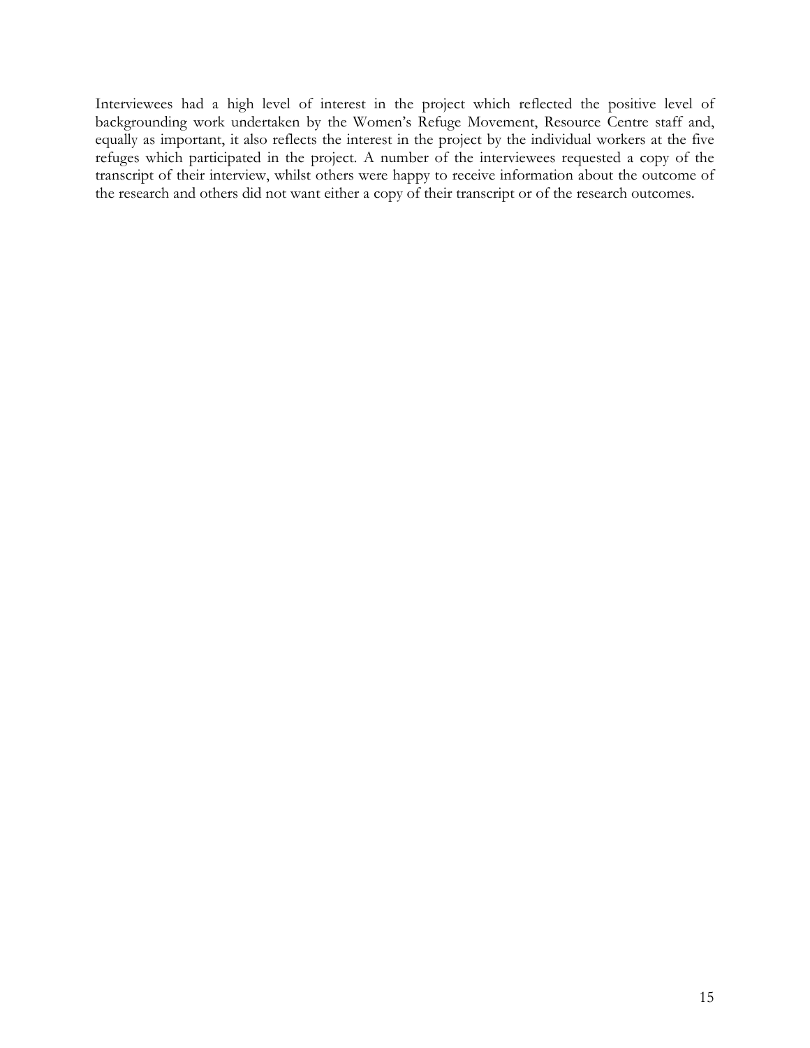Interviewees had a high level of interest in the project which reflected the positive level of backgrounding work undertaken by the Women's Refuge Movement, Resource Centre staff and, equally as important, it also reflects the interest in the project by the individual workers at the five refuges which participated in the project. A number of the interviewees requested a copy of the transcript of their interview, whilst others were happy to receive information about the outcome of the research and others did not want either a copy of their transcript or of the research outcomes.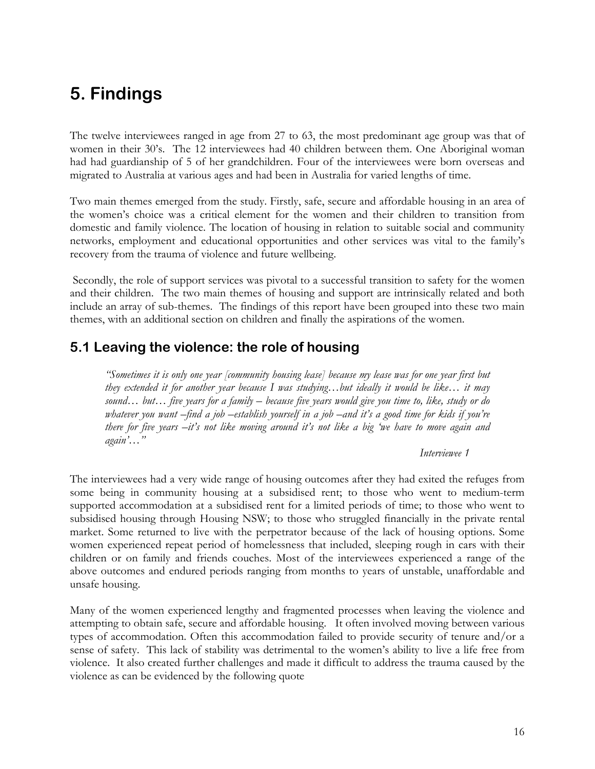# 5. Findings

The twelve interviewees ranged in age from 27 to 63, the most predominant age group was that of women in their 30's. The 12 interviewees had 40 children between them. One Aboriginal woman had had guardianship of 5 of her grandchildren. Four of the interviewees were born overseas and migrated to Australia at various ages and had been in Australia for varied lengths of time.

Two main themes emerged from the study. Firstly, safe, secure and affordable housing in an area of the women's choice was a critical element for the women and their children to transition from domestic and family violence. The location of housing in relation to suitable social and community networks, employment and educational opportunities and other services was vital to the family's recovery from the trauma of violence and future wellbeing.

Secondly, the role of support services was pivotal to a successful transition to safety for the women and their children. The two main themes of housing and support are intrinsically related and both include an array of sub-themes. The findings of this report have been grouped into these two main themes, with an additional section on children and finally the aspirations of the women.

## 5.1 Leaving the violence: the role of housing

> *"Sometimes it is only one year [community housing lease] because my lease was for one year first but they extended it for another year because I was studying…but ideally it would be like… it may sound… but… five years for a family – because five years would give you time to, like, study or do whatever you want –find a job –establish yourself in a job –and it's a good time for kids if you're there for five years –it's not like moving around it's not like a big 'we have to move again and again'…"*
>
> *Interviewee 1*

The interviewees had a very wide range of housing outcomes after they had exited the refuges from some being in community housing at a subsidised rent; to those who went to medium-term supported accommodation at a subsidised rent for a limited periods of time; to those who went to subsidised housing through Housing NSW; to those who struggled financially in the private rental market. Some returned to live with the perpetrator because of the lack of housing options. Some women experienced repeat period of homelessness that included, sleeping rough in cars with their children or on family and friends couches. Most of the interviewees experienced a range of the above outcomes and endured periods ranging from months to years of unstable, unaffordable and unsafe housing.

Many of the women experienced lengthy and fragmented processes when leaving the violence and attempting to obtain safe, secure and affordable housing. It often involved moving between various types of accommodation. Often this accommodation failed to provide security of tenure and/or a sense of safety. This lack of stability was detrimental to the women's ability to live a life free from violence. It also created further challenges and made it difficult to address the trauma caused by the violence as can be evidenced by the following quote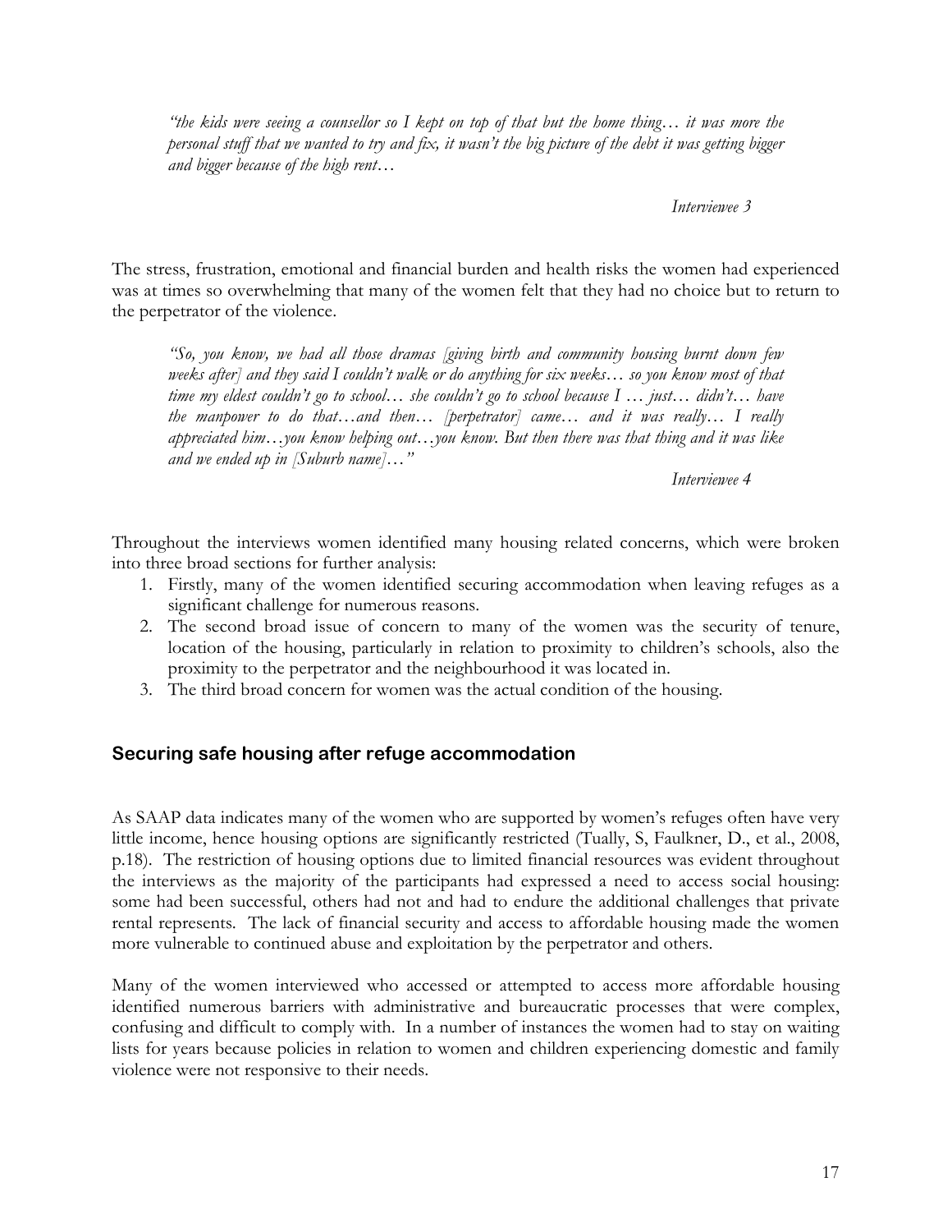*"the kids were seeing a counsellor so I kept on top of that but the home thing… it was more the personal stuff that we wanted to try and fix, it wasn't the big picture of the debt it was getting bigger and bigger because of the high rent…*

*Interviewee 3*

The stress, frustration, emotional and financial burden and health risks the women had experienced was at times so overwhelming that many of the women felt that they had no choice but to return to the perpetrator of the violence.

*"So, you know, we had all those dramas [giving birth and community housing burnt down few weeks after] and they said I couldn't walk or do anything for six weeks… so you know most of that time my eldest couldn't go to school… she couldn't go to school because I … just… didn't… have the manpower to do that…and then… [perpetrator] came… and it was really… I really appreciated him…you know helping out…you know. But then there was that thing and it was like and we ended up in [Suburb name]…"*

*Interviewee 4*

Throughout the interviews women identified many housing related concerns, which were broken into three broad sections for further analysis:

1. Firstly, many of the women identified securing accommodation when leaving refuges as a significant challenge for numerous reasons.
2. The second broad issue of concern to many of the women was the security of tenure, location of the housing, particularly in relation to proximity to children's schools, also the proximity to the perpetrator and the neighbourhood it was located in.
3. The third broad concern for women was the actual condition of the housing.

## Securing safe housing after refuge accommodation

As SAAP data indicates many of the women who are supported by women's refuges often have very little income, hence housing options are significantly restricted (Tually, S, Faulkner, D., et al., 2008, p.18). The restriction of housing options due to limited financial resources was evident throughout the interviews as the majority of the participants had expressed a need to access social housing: some had been successful, others had not and had to endure the additional challenges that private rental represents. The lack of financial security and access to affordable housing made the women more vulnerable to continued abuse and exploitation by the perpetrator and others.

Many of the women interviewed who accessed or attempted to access more affordable housing identified numerous barriers with administrative and bureaucratic processes that were complex, confusing and difficult to comply with. In a number of instances the women had to stay on waiting lists for years because policies in relation to women and children experiencing domestic and family violence were not responsive to their needs.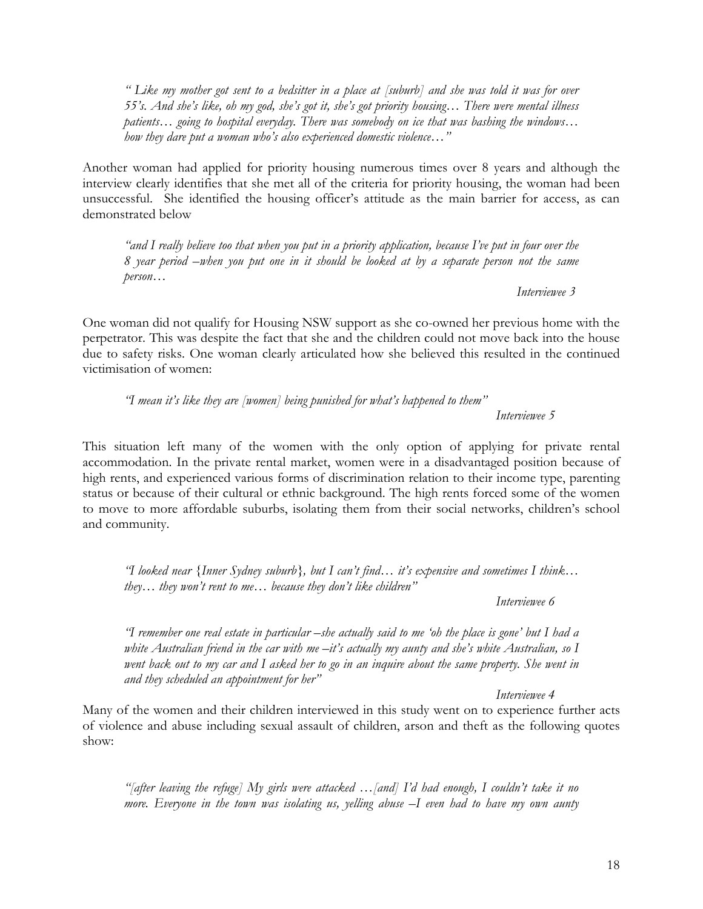*" Like my mother got sent to a bedsitter in a place at [suburb] and she was told it was for over 55's. And she's like, oh my god, she's got it, she's got priority housing… There were mental illness patients… going to hospital everyday. There was somebody on ice that was bashing the windows… how they dare put a woman who's also experienced domestic violence…"*

Another woman had applied for priority housing numerous times over 8 years and although the interview clearly identifies that she met all of the criteria for priority housing, the woman had been unsuccessful. She identified the housing officer's attitude as the main barrier for access, as can demonstrated below

*"and I really believe too that when you put in a priority application, because I've put in four over the 8 year period –when you put one in it should be looked at by a separate person not the same person…*

*Interviewee 3*

One woman did not qualify for Housing NSW support as she co-owned her previous home with the perpetrator. This was despite the fact that she and the children could not move back into the house due to safety risks. One woman clearly articulated how she believed this resulted in the continued victimisation of women:

*"I mean it's like they are [women] being punished for what's happened to them"*

*Interviewee 5*

This situation left many of the women with the only option of applying for private rental accommodation. In the private rental market, women were in a disadvantaged position because of high rents, and experienced various forms of discrimination relation to their income type, parenting status or because of their cultural or ethnic background. The high rents forced some of the women to move to more affordable suburbs, isolating them from their social networks, children's school and community.

*"I looked near {Inner Sydney suburb}, but I can't find… it's expensive and sometimes I think… they… they won't rent to me… because they don't like children"*

*Interviewee 6*

*"I remember one real estate in particular –she actually said to me 'oh the place is gone' but I had a white Australian friend in the car with me –it's actually my aunty and she's white Australian, so I went back out to my car and I asked her to go in an inquire about the same property. She went in and they scheduled an appointment for her"*

*Interviewee 4*

Many of the women and their children interviewed in this study went on to experience further acts of violence and abuse including sexual assault of children, arson and theft as the following quotes show:

*"[after leaving the refuge] My girls were attacked …[and] I'd had enough, I couldn't take it no more. Everyone in the town was isolating us, yelling abuse –I even had to have my own aunty*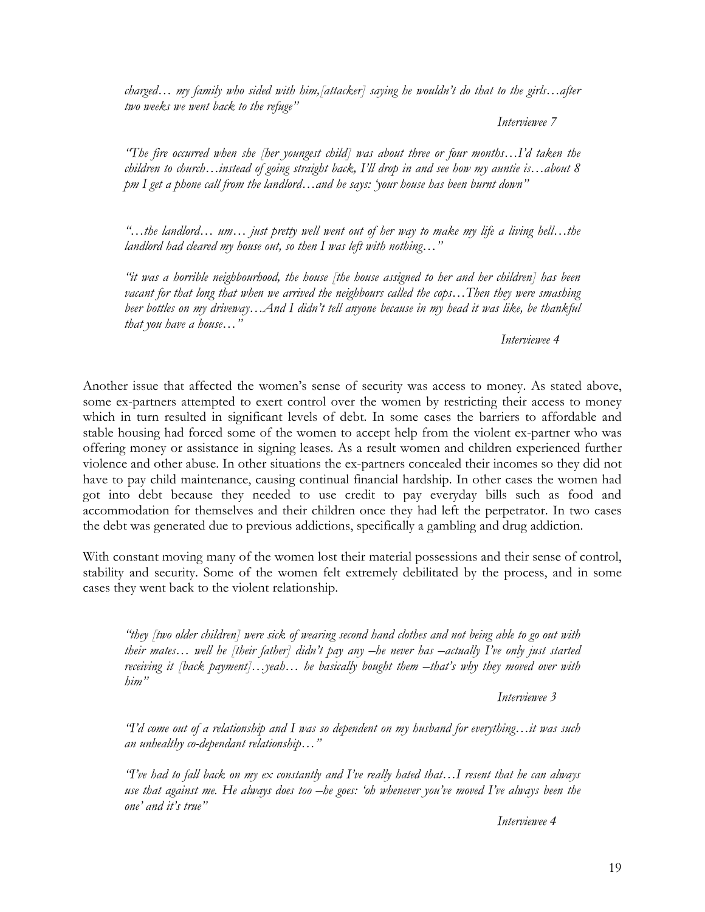*charged… my family who sided with him,[attacker] saying he wouldn't do that to the girls…after two weeks we went back to the refuge"*

*Interviewee 7*

*"The fire occurred when she [her youngest child] was about three or four months…I'd taken the children to church…instead of going straight back, I'll drop in and see how my auntie is…about 8 pm I get a phone call from the landlord…and he says: 'your house has been burnt down"*

*"…the landlord… um… just pretty well went out of her way to make my life a living hell…the landlord had cleared my house out, so then I was left with nothing…"*

*"it was a horrible neighbourhood, the house [the house assigned to her and her children] has been vacant for that long that when we arrived the neighbours called the cops…Then they were smashing beer bottles on my driveway…And I didn't tell anyone because in my head it was like, be thankful that you have a house…"*

*Interviewee 4*

Another issue that affected the women's sense of security was access to money. As stated above, some ex-partners attempted to exert control over the women by restricting their access to money which in turn resulted in significant levels of debt. In some cases the barriers to affordable and stable housing had forced some of the women to accept help from the violent ex-partner who was offering money or assistance in signing leases. As a result women and children experienced further violence and other abuse. In other situations the ex-partners concealed their incomes so they did not have to pay child maintenance, causing continual financial hardship. In other cases the women had got into debt because they needed to use credit to pay everyday bills such as food and accommodation for themselves and their children once they had left the perpetrator. In two cases the debt was generated due to previous addictions, specifically a gambling and drug addiction.

With constant moving many of the women lost their material possessions and their sense of control, stability and security. Some of the women felt extremely debilitated by the process, and in some cases they went back to the violent relationship.

*"they [two older children] were sick of wearing second hand clothes and not being able to go out with their mates… well he [their father] didn't pay any –he never has –actually I've only just started receiving it [back payment]…yeah… he basically bought them –that's why they moved over with him"*

*Interviewee 3*

*"I'd come out of a relationship and I was so dependent on my husband for everything…it was such an unhealthy co-dependant relationship…"*

*"I've had to fall back on my ex constantly and I've really hated that…I resent that he can always use that against me. He always does too –he goes: 'oh whenever you've moved I've always been the one' and it's true"*

*Interviewee 4*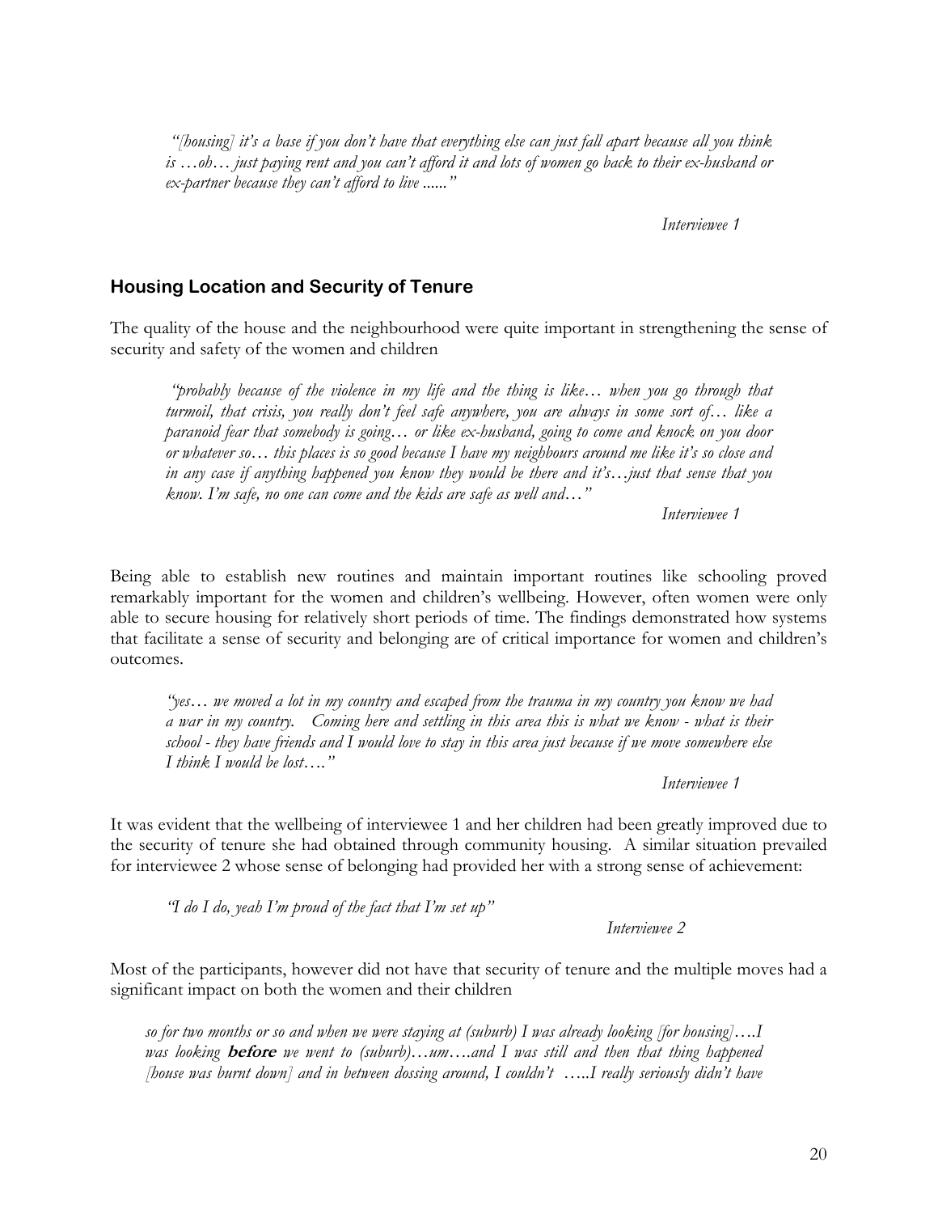> *"[housing] it's a base if you don't have that everything else can just fall apart because all you think is …oh… just paying rent and you can't afford it and lots of women go back to their ex-husband or ex-partner because they can't afford to live ......"*
>
> *Interviewee 1*

## Housing Location and Security of Tenure

The quality of the house and the neighbourhood were quite important in strengthening the sense of security and safety of the women and children

> *"probably because of the violence in my life and the thing is like… when you go through that turmoil, that crisis, you really don't feel safe anywhere, you are always in some sort of… like a paranoid fear that somebody is going… or like ex-husband, going to come and knock on you door or whatever so… this places is so good because I have my neighbours around me like it's so close and in any case if anything happened you know they would be there and it's…just that sense that you know. I'm safe, no one can come and the kids are safe as well and…"*
>
> *Interviewee 1*

Being able to establish new routines and maintain important routines like schooling proved remarkably important for the women and children's wellbeing. However, often women were only able to secure housing for relatively short periods of time. The findings demonstrated how systems that facilitate a sense of security and belonging are of critical importance for women and children's outcomes.

> *"yes… we moved a lot in my country and escaped from the trauma in my country you know we had a war in my country. Coming here and settling in this area this is what we know - what is their school - they have friends and I would love to stay in this area just because if we move somewhere else I think I would be lost…."*
>
> *Interviewee 1*

It was evident that the wellbeing of interviewee 1 and her children had been greatly improved due to the security of tenure she had obtained through community housing. A similar situation prevailed for interviewee 2 whose sense of belonging had provided her with a strong sense of achievement:

> *"I do I do, yeah I'm proud of the fact that I'm set up"*
>
> *Interviewee 2*

Most of the participants, however did not have that security of tenure and the multiple moves had a significant impact on both the women and their children

> *so for two months or so and when we were staying at (suburb) I was already looking [for housing]….I was looking* ***before*** *we went to (suburb)…um….and I was still and then that thing happened [house was burnt down] and in between dossing around, I couldn't …..I really seriously didn't have*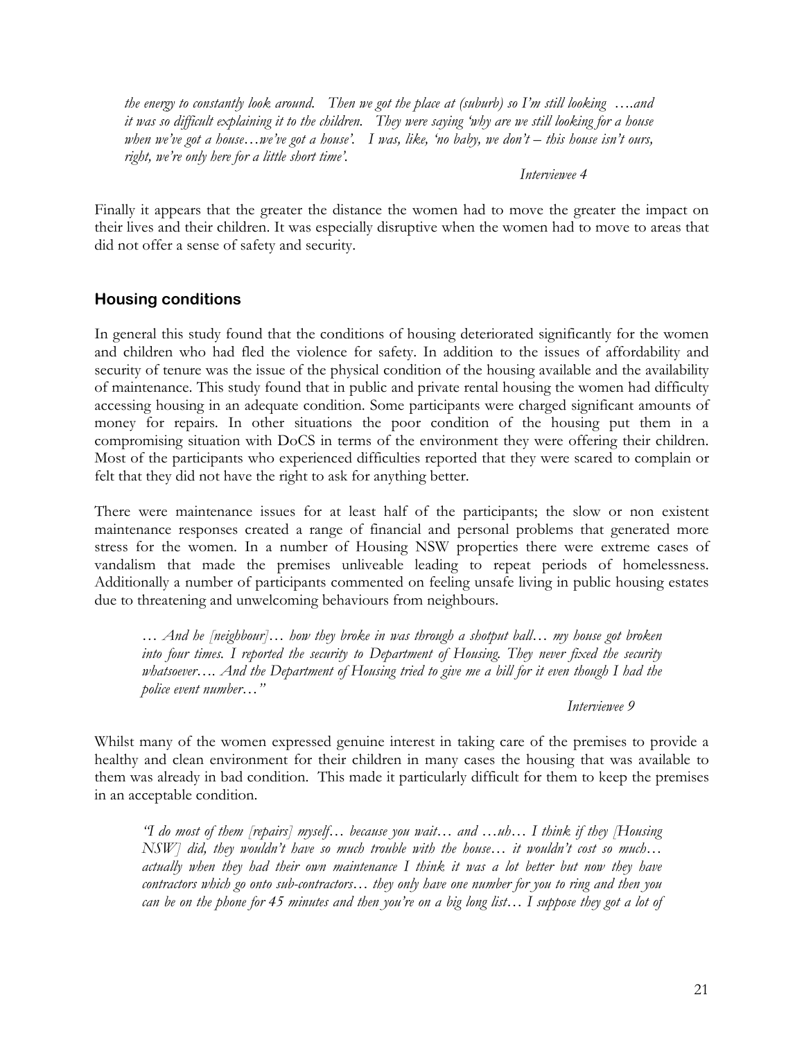*the energy to constantly look around. Then we got the place at (suburb) so I'm still looking ….and it was so difficult explaining it to the children. They were saying 'why are we still looking for a house when we've got a house…we've got a house'. I was, like, 'no baby, we don't – this house isn't ours, right, we're only here for a little short time'.*

*Interviewee 4*

Finally it appears that the greater the distance the women had to move the greater the impact on their lives and their children. It was especially disruptive when the women had to move to areas that did not offer a sense of safety and security.

## Housing conditions

In general this study found that the conditions of housing deteriorated significantly for the women and children who had fled the violence for safety. In addition to the issues of affordability and security of tenure was the issue of the physical condition of the housing available and the availability of maintenance. This study found that in public and private rental housing the women had difficulty accessing housing in an adequate condition. Some participants were charged significant amounts of money for repairs. In other situations the poor condition of the housing put them in a compromising situation with DoCS in terms of the environment they were offering their children. Most of the participants who experienced difficulties reported that they were scared to complain or felt that they did not have the right to ask for anything better.

There were maintenance issues for at least half of the participants; the slow or non existent maintenance responses created a range of financial and personal problems that generated more stress for the women. In a number of Housing NSW properties there were extreme cases of vandalism that made the premises unliveable leading to repeat periods of homelessness. Additionally a number of participants commented on feeling unsafe living in public housing estates due to threatening and unwelcoming behaviours from neighbours.

*… And he [neighbour]… how they broke in was through a shotput ball… my house got broken into four times. I reported the security to Department of Housing. They never fixed the security whatsoever…. And the Department of Housing tried to give me a bill for it even though I had the police event number…"*

*Interviewee 9*

Whilst many of the women expressed genuine interest in taking care of the premises to provide a healthy and clean environment for their children in many cases the housing that was available to them was already in bad condition. This made it particularly difficult for them to keep the premises in an acceptable condition.

*"I do most of them [repairs] myself… because you wait… and …uh… I think if they [Housing NSW] did, they wouldn't have so much trouble with the house… it wouldn't cost so much… actually when they had their own maintenance I think it was a lot better but now they have contractors which go onto sub-contractors… they only have one number for you to ring and then you can be on the phone for 45 minutes and then you're on a big long list… I suppose they got a lot of*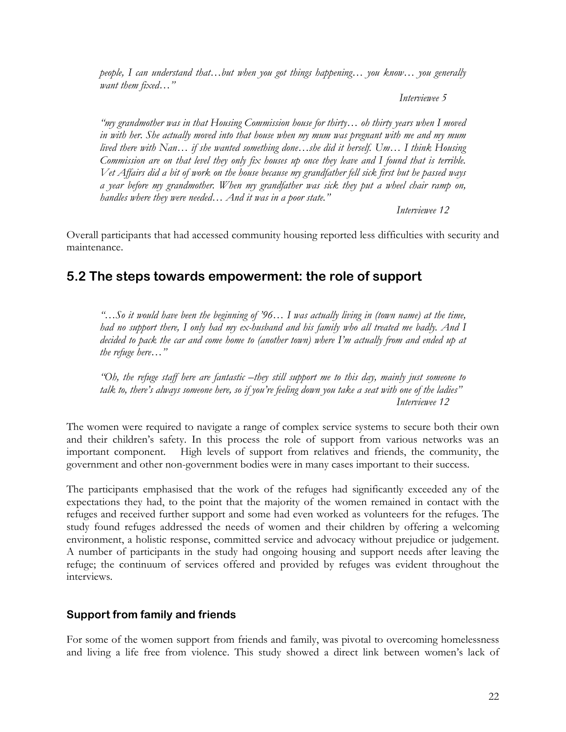*people, I can understand that…but when you got things happening… you know… you generally want them fixed…"*

*Interviewee 5*

*"my grandmother was in that Housing Commission house for thirty… oh thirty years when I moved in with her. She actually moved into that house when my mum was pregnant with me and my mum lived there with Nan… if she wanted something done…she did it herself. Um… I think Housing Commission are on that level they only fix houses up once they leave and I found that is terrible. Vet Affairs did a bit of work on the house because my grandfather fell sick first but he passed ways a year before my grandmother. When my grandfather was sick they put a wheel chair ramp on, handles where they were needed… And it was in a poor state."*

*Interviewee 12*

Overall participants that had accessed community housing reported less difficulties with security and maintenance.

## 5.2 The steps towards empowerment: the role of support

*"…So it would have been the beginning of '96… I was actually living in (town name) at the time, had no support there, I only had my ex-husband and his family who all treated me badly. And I decided to pack the car and come home to (another town) where I'm actually from and ended up at the refuge here…"*

*"Oh, the refuge staff here are fantastic –they still support me to this day, mainly just someone to talk to, there's always someone here, so if you're feeling down you take a seat with one of the ladies"*

*Interviewee 12*

The women were required to navigate a range of complex service systems to secure both their own and their children's safety. In this process the role of support from various networks was an important component. High levels of support from relatives and friends, the community, the government and other non-government bodies were in many cases important to their success.

The participants emphasised that the work of the refuges had significantly exceeded any of the expectations they had, to the point that the majority of the women remained in contact with the refuges and received further support and some had even worked as volunteers for the refuges. The study found refuges addressed the needs of women and their children by offering a welcoming environment, a holistic response, committed service and advocacy without prejudice or judgement. A number of participants in the study had ongoing housing and support needs after leaving the refuge; the continuum of services offered and provided by refuges was evident throughout the interviews.

### Support from family and friends

For some of the women support from friends and family, was pivotal to overcoming homelessness and living a life free from violence. This study showed a direct link between women's lack of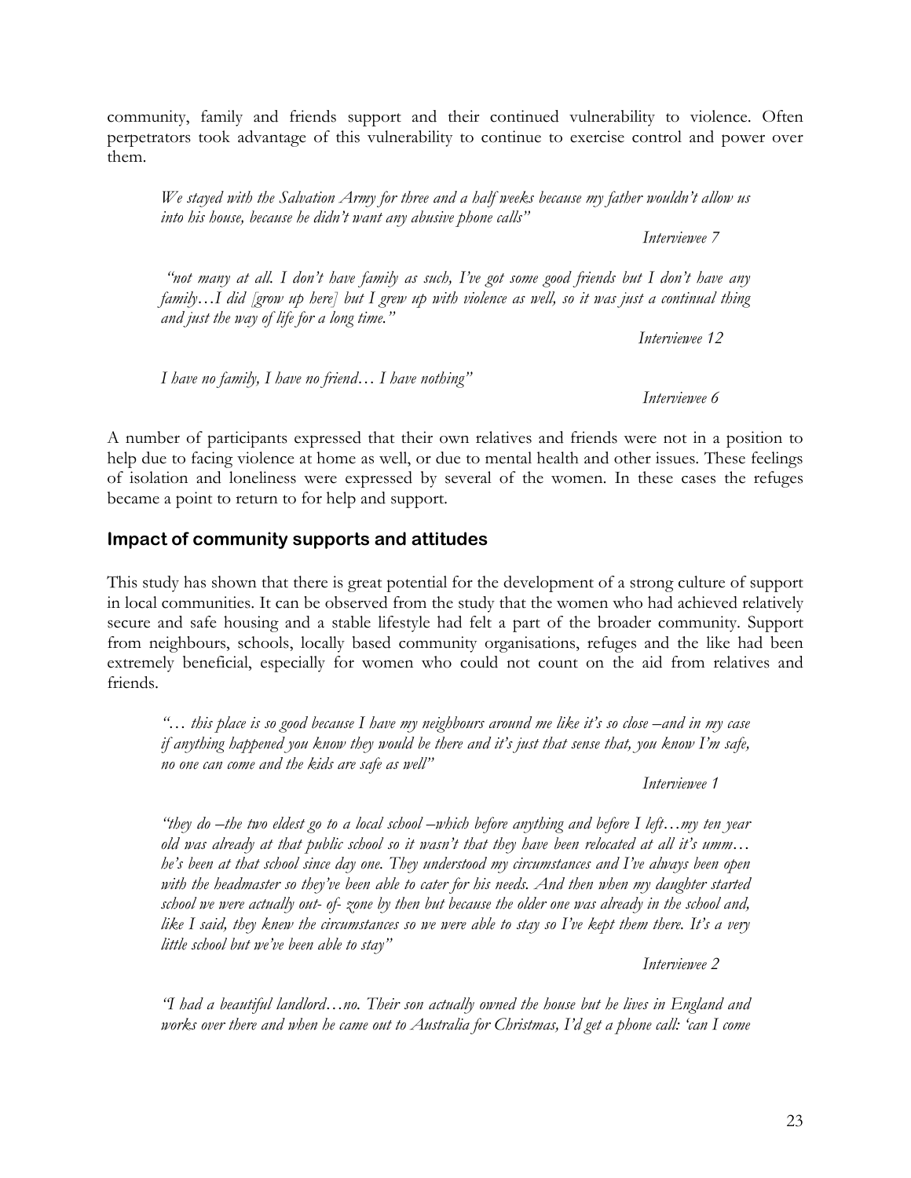community, family and friends support and their continued vulnerability to violence. Often perpetrators took advantage of this vulnerability to continue to exercise control and power over them.

> *We stayed with the Salvation Army for three and a half weeks because my father wouldn't allow us into his house, because he didn't want any abusive phone calls"*
>
> *Interviewee 7*

> *"not many at all. I don't have family as such, I've got some good friends but I don't have any family…I did [grow up here] but I grew up with violence as well, so it was just a continual thing and just the way of life for a long time."*
>
> *Interviewee 12*

> *I have no family, I have no friend… I have nothing"*
>
> *Interviewee 6*

A number of participants expressed that their own relatives and friends were not in a position to help due to facing violence at home as well, or due to mental health and other issues. These feelings of isolation and loneliness were expressed by several of the women. In these cases the refuges became a point to return to for help and support.

## Impact of community supports and attitudes

This study has shown that there is great potential for the development of a strong culture of support in local communities. It can be observed from the study that the women who had achieved relatively secure and safe housing and a stable lifestyle had felt a part of the broader community. Support from neighbours, schools, locally based community organisations, refuges and the like had been extremely beneficial, especially for women who could not count on the aid from relatives and friends.

> *"… this place is so good because I have my neighbours around me like it's so close –and in my case if anything happened you know they would be there and it's just that sense that, you know I'm safe, no one can come and the kids are safe as well"*
>
> *Interviewee 1*

> *"they do –the two eldest go to a local school –which before anything and before I left…my ten year old was already at that public school so it wasn't that they have been relocated at all it's umm… he's been at that school since day one. They understood my circumstances and I've always been open with the headmaster so they've been able to cater for his needs. And then when my daughter started school we were actually out- of- zone by then but because the older one was already in the school and, like I said, they knew the circumstances so we were able to stay so I've kept them there. It's a very little school but we've been able to stay"*
>
> *Interviewee 2*

> *"I had a beautiful landlord…no. Their son actually owned the house but he lives in England and works over there and when he came out to Australia for Christmas, I'd get a phone call: 'can I come*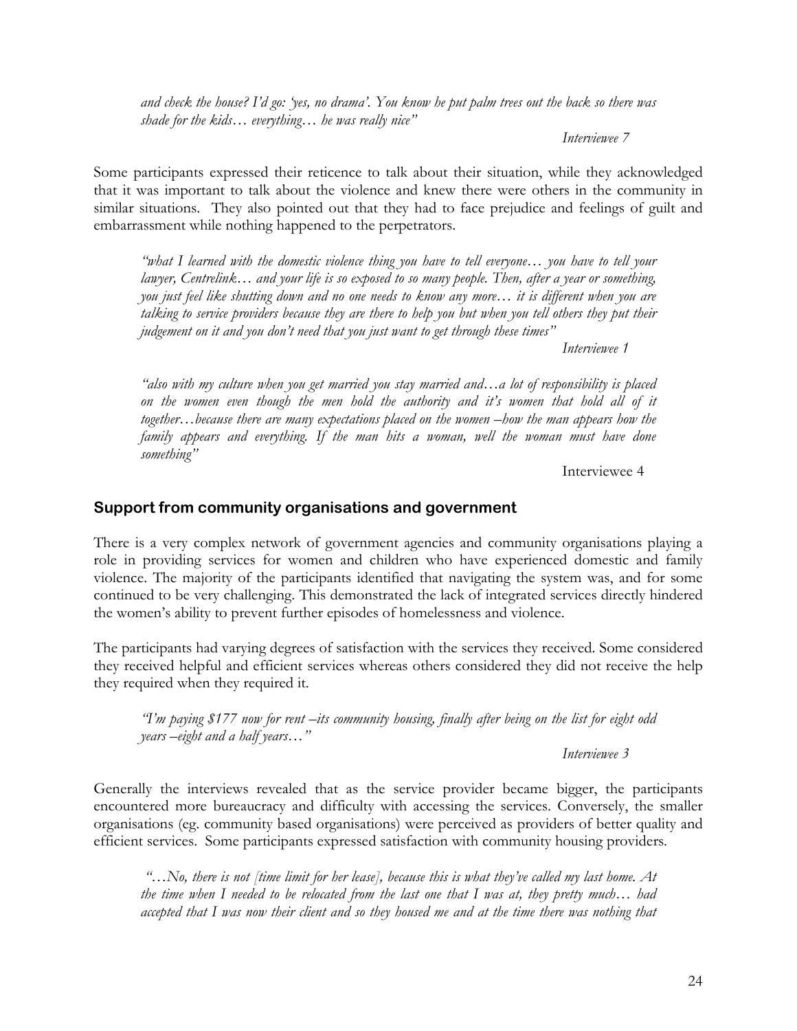*and check the house? I'd go: 'yes, no drama'. You know he put palm trees out the back so there was shade for the kids… everything… he was really nice"*

*Interviewee 7*

Some participants expressed their reticence to talk about their situation, while they acknowledged that it was important to talk about the violence and knew there were others in the community in similar situations. They also pointed out that they had to face prejudice and feelings of guilt and embarrassment while nothing happened to the perpetrators.

*"what I learned with the domestic violence thing you have to tell everyone… you have to tell your lawyer, Centrelink… and your life is so exposed to so many people. Then, after a year or something, you just feel like shutting down and no one needs to know any more… it is different when you are talking to service providers because they are there to help you but when you tell others they put their judgement on it and you don't need that you just want to get through these times"*

*Interviewee 1*

*"also with my culture when you get married you stay married and…a lot of responsibility is placed on the women even though the men hold the authority and it's women that hold all of it together…because there are many expectations placed on the women –how the man appears how the family appears and everything. If the man hits a woman, well the woman must have done something"*

Interviewee 4

## Support from community organisations and government

There is a very complex network of government agencies and community organisations playing a role in providing services for women and children who have experienced domestic and family violence. The majority of the participants identified that navigating the system was, and for some continued to be very challenging. This demonstrated the lack of integrated services directly hindered the women's ability to prevent further episodes of homelessness and violence.

The participants had varying degrees of satisfaction with the services they received. Some considered they received helpful and efficient services whereas others considered they did not receive the help they required when they required it.

*"I'm paying $177 now for rent –its community housing, finally after being on the list for eight odd years –eight and a half years…"*

*Interviewee 3*

Generally the interviews revealed that as the service provider became bigger, the participants encountered more bureaucracy and difficulty with accessing the services. Conversely, the smaller organisations (eg. community based organisations) were perceived as providers of better quality and efficient services. Some participants expressed satisfaction with community housing providers.

*"…No, there is not [time limit for her lease], because this is what they've called my last home. At the time when I needed to be relocated from the last one that I was at, they pretty much… had accepted that I was now their client and so they housed me and at the time there was nothing that*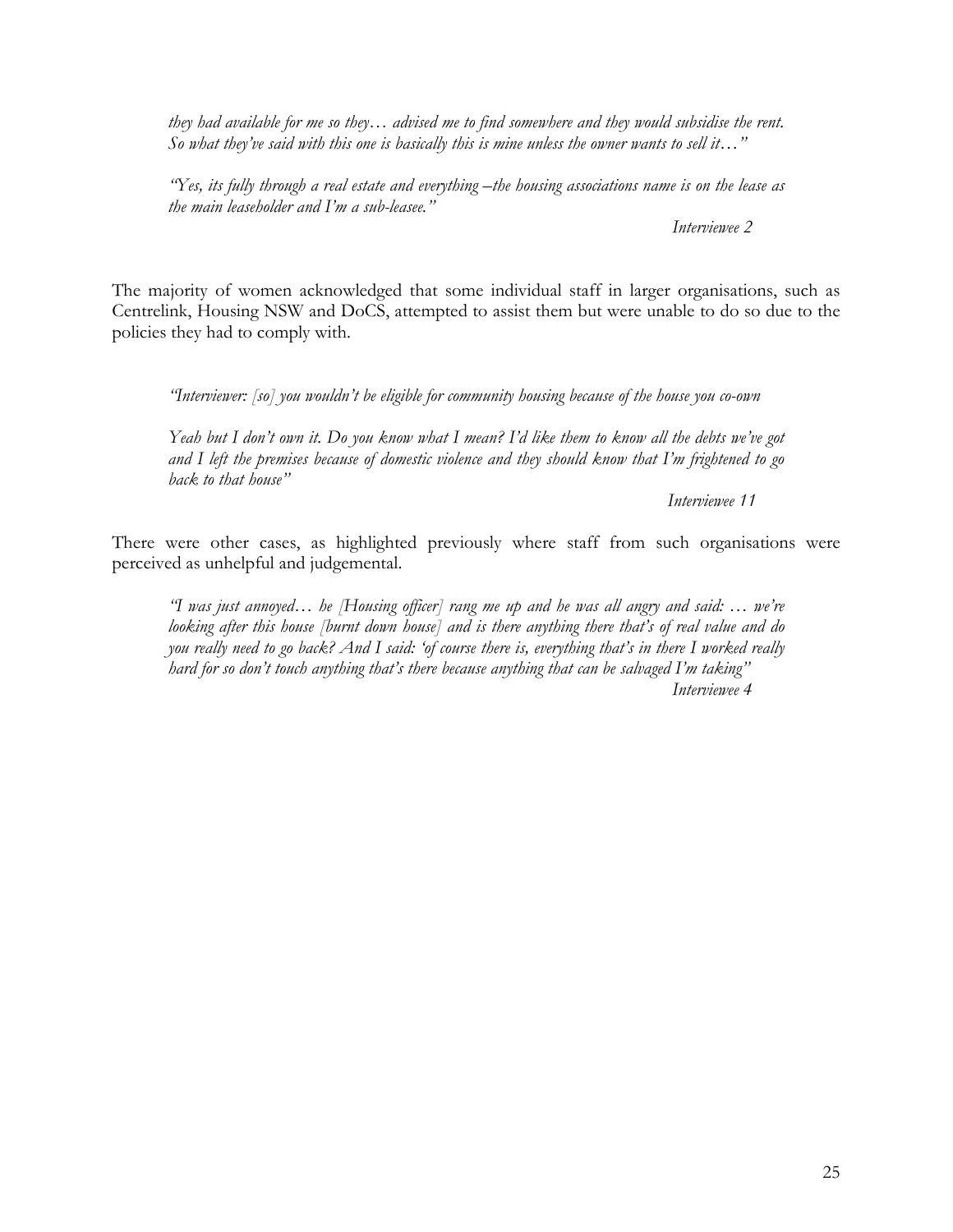*they had available for me so they… advised me to find somewhere and they would subsidise the rent. So what they've said with this one is basically this is mine unless the owner wants to sell it…"*

*"Yes, its fully through a real estate and everything –the housing associations name is on the lease as the main leaseholder and I'm a sub-leasee."*

*Interviewee 2*

The majority of women acknowledged that some individual staff in larger organisations, such as Centrelink, Housing NSW and DoCS, attempted to assist them but were unable to do so due to the policies they had to comply with.

*"Interviewer: [so] you wouldn't be eligible for community housing because of the house you co-own*

*Yeah but I don't own it. Do you know what I mean? I'd like them to know all the debts we've got and I left the premises because of domestic violence and they should know that I'm frightened to go back to that house"*

*Interviewee 11*

There were other cases, as highlighted previously where staff from such organisations were perceived as unhelpful and judgemental.

*"I was just annoyed… he [Housing officer] rang me up and he was all angry and said: … we're looking after this house [burnt down house] and is there anything there that's of real value and do you really need to go back? And I said: 'of course there is, everything that's in there I worked really hard for so don't touch anything that's there because anything that can be salvaged I'm taking"*

*Interviewee 4*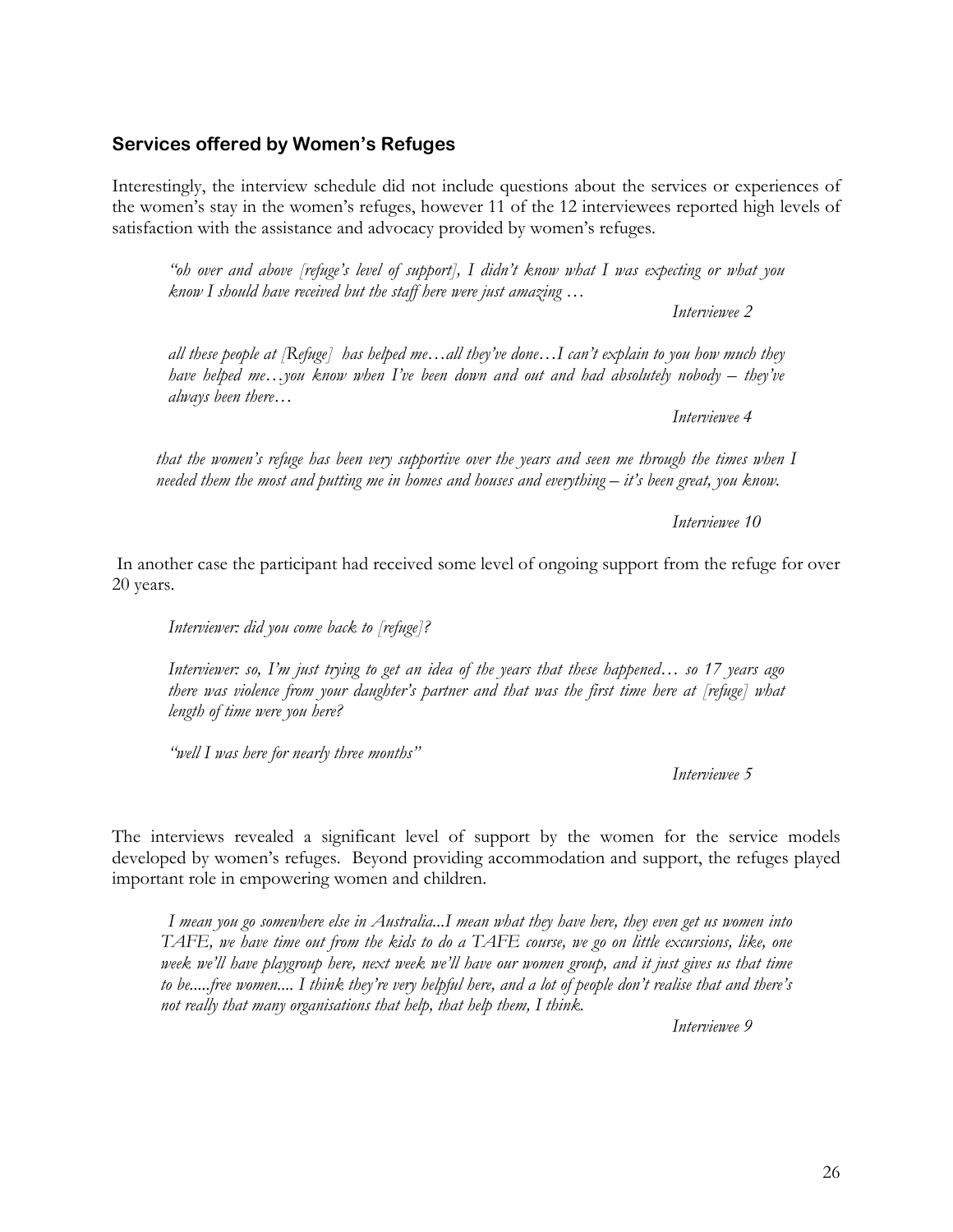## Services offered by Women's Refuges

Interestingly, the interview schedule did not include questions about the services or experiences of the women's stay in the women's refuges, however 11 of the 12 interviewees reported high levels of satisfaction with the assistance and advocacy provided by women's refuges.

> *"oh over and above [refuge's level of support], I didn't know what I was expecting or what you know I should have received but the staff here were just amazing …*
>
> *Interviewee 2*

> *all these people at [Refuge] has helped me…all they've done…I can't explain to you how much they have helped me…you know when I've been down and out and had absolutely nobody – they've always been there…*
>
> *Interviewee 4*

> *that the women's refuge has been very supportive over the years and seen me through the times when I needed them the most and putting me in homes and houses and everything – it's been great, you know.*
>
> *Interviewee 10*

In another case the participant had received some level of ongoing support from the refuge for over 20 years.

> *Interviewer: did you come back to [refuge]?*
>
> *Interviewer: so, I'm just trying to get an idea of the years that these happened… so 17 years ago there was violence from your daughter's partner and that was the first time here at [refuge] what length of time were you here?*
>
> *"well I was here for nearly three months"*
>
> *Interviewee 5*

The interviews revealed a significant level of support by the women for the service models developed by women's refuges. Beyond providing accommodation and support, the refuges played important role in empowering women and children.

> *I mean you go somewhere else in Australia...I mean what they have here, they even get us women into TAFE, we have time out from the kids to do a TAFE course, we go on little excursions, like, one week we'll have playgroup here, next week we'll have our women group, and it just gives us that time to be.....free women.... I think they're very helpful here, and a lot of people don't realise that and there's not really that many organisations that help, that help them, I think.*
>
> *Interviewee 9*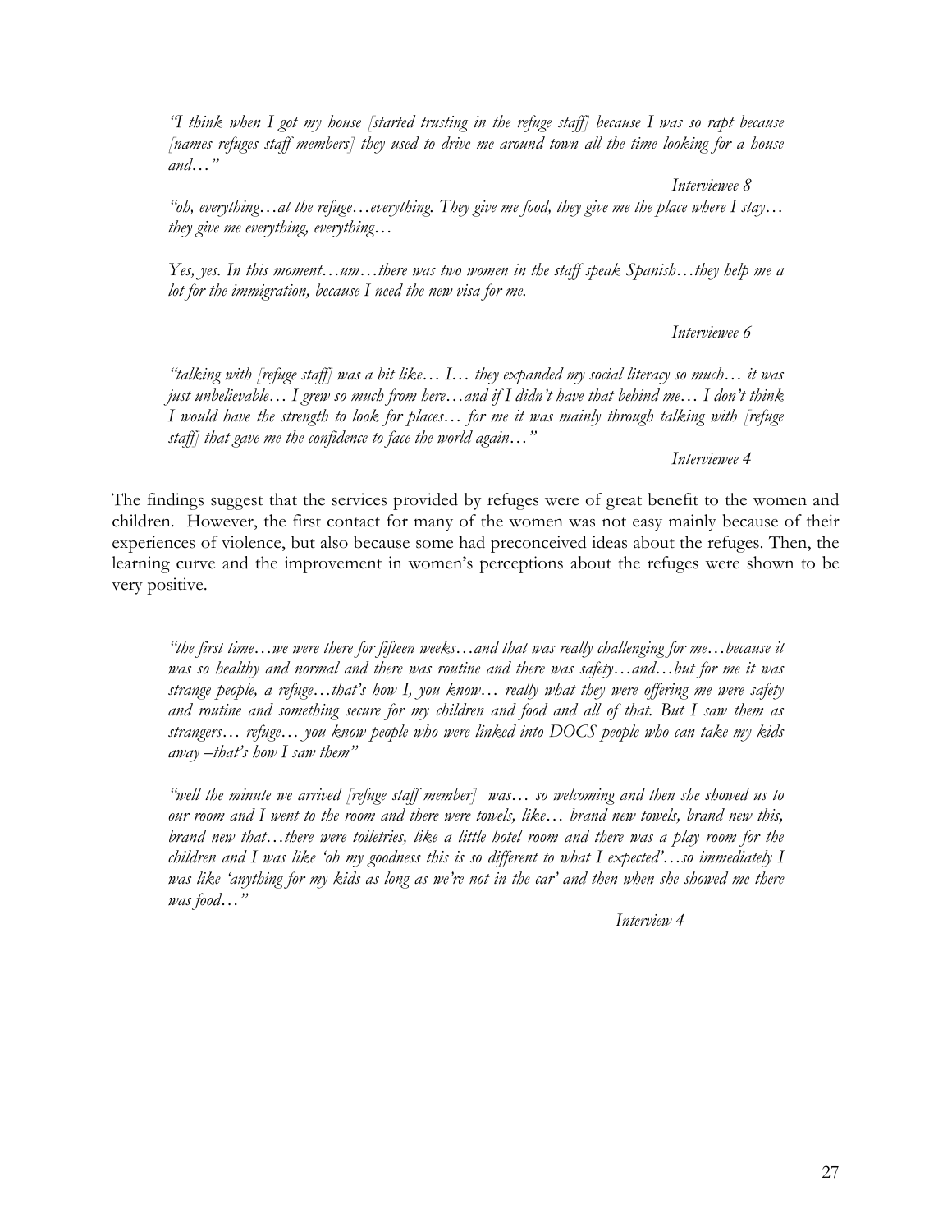*"I think when I got my house [started trusting in the refuge staff] because I was so rapt because [names refuges staff members] they used to drive me around town all the time looking for a house and…"*

*Interviewee 8*

*"oh, everything…at the refuge…everything. They give me food, they give me the place where I stay… they give me everything, everything…*

*Yes, yes. In this moment…um…there was two women in the staff speak Spanish…they help me a lot for the immigration, because I need the new visa for me.*

*Interviewee 6*

*"talking with [refuge staff] was a bit like… I… they expanded my social literacy so much… it was just unbelievable… I grew so much from here…and if I didn't have that behind me… I don't think I would have the strength to look for places… for me it was mainly through talking with [refuge staff] that gave me the confidence to face the world again…"*

*Interviewee 4*

The findings suggest that the services provided by refuges were of great benefit to the women and children. However, the first contact for many of the women was not easy mainly because of their experiences of violence, but also because some had preconceived ideas about the refuges. Then, the learning curve and the improvement in women's perceptions about the refuges were shown to be very positive.

*"the first time…we were there for fifteen weeks…and that was really challenging for me…because it was so healthy and normal and there was routine and there was safety…and…but for me it was strange people, a refuge…that's how I, you know… really what they were offering me were safety and routine and something secure for my children and food and all of that. But I saw them as strangers… refuge… you know people who were linked into DOCS people who can take my kids away –that's how I saw them"*

*"well the minute we arrived [refuge staff member] was… so welcoming and then she showed us to our room and I went to the room and there were towels, like… brand new towels, brand new this, brand new that…there were toiletries, like a little hotel room and there was a play room for the children and I was like 'oh my goodness this is so different to what I expected'…so immediately I was like 'anything for my kids as long as we're not in the car' and then when she showed me there was food…"*

*Interview 4*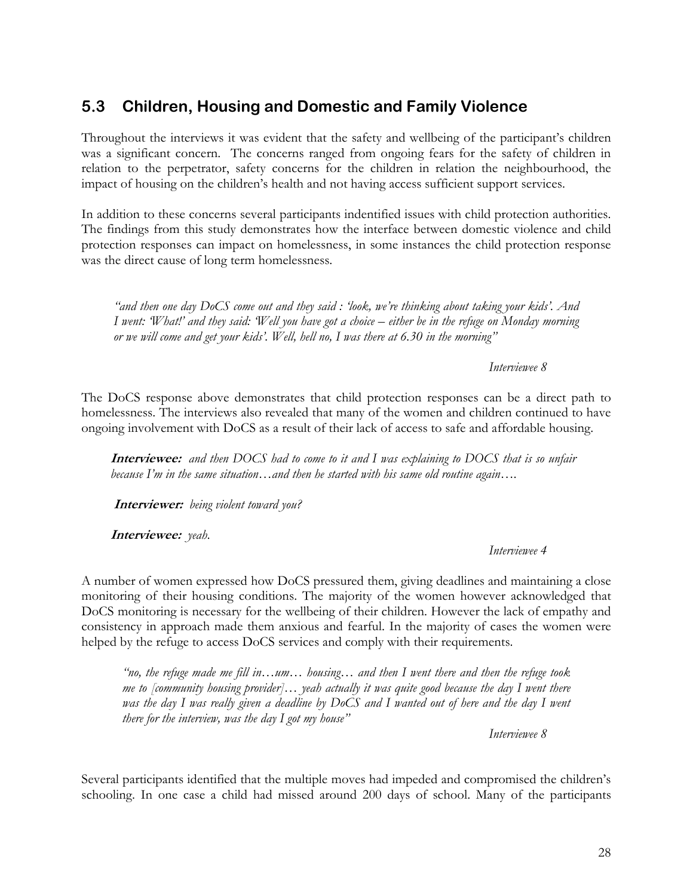## 5.3 Children, Housing and Domestic and Family Violence

Throughout the interviews it was evident that the safety and wellbeing of the participant's children was a significant concern. The concerns ranged from ongoing fears for the safety of children in relation to the perpetrator, safety concerns for the children in relation the neighbourhood, the impact of housing on the children's health and not having access sufficient support services.

In addition to these concerns several participants indentified issues with child protection authorities. The findings from this study demonstrates how the interface between domestic violence and child protection responses can impact on homelessness, in some instances the child protection response was the direct cause of long term homelessness.

> *"and then one day DoCS come out and they said : 'look, we're thinking about taking your kids'. And I went: 'What!' and they said: 'Well you have got a choice – either be in the refuge on Monday morning or we will come and get your kids'. Well, hell no, I was there at 6.30 in the morning"*
>
> *Interviewee 8*

The DoCS response above demonstrates that child protection responses can be a direct path to homelessness. The interviews also revealed that many of the women and children continued to have ongoing involvement with DoCS as a result of their lack of access to safe and affordable housing.

> ***Interviewee:*** *and then DOCS had to come to it and I was explaining to DOCS that is so unfair because I'm in the same situation…and then he started with his same old routine again….*
>
> ***Interviewer:*** *being violent toward you?*
>
> ***Interviewee:*** *yeah.*
>
> *Interviewee 4*

A number of women expressed how DoCS pressured them, giving deadlines and maintaining a close monitoring of their housing conditions. The majority of the women however acknowledged that DoCS monitoring is necessary for the wellbeing of their children. However the lack of empathy and consistency in approach made them anxious and fearful. In the majority of cases the women were helped by the refuge to access DoCS services and comply with their requirements.

> *"no, the refuge made me fill in…um… housing… and then I went there and then the refuge took me to [community housing provider]… yeah actually it was quite good because the day I went there was the day I was really given a deadline by DoCS and I wanted out of here and the day I went there for the interview, was the day I got my house"*
>
> *Interviewee 8*

Several participants identified that the multiple moves had impeded and compromised the children's schooling. In one case a child had missed around 200 days of school. Many of the participants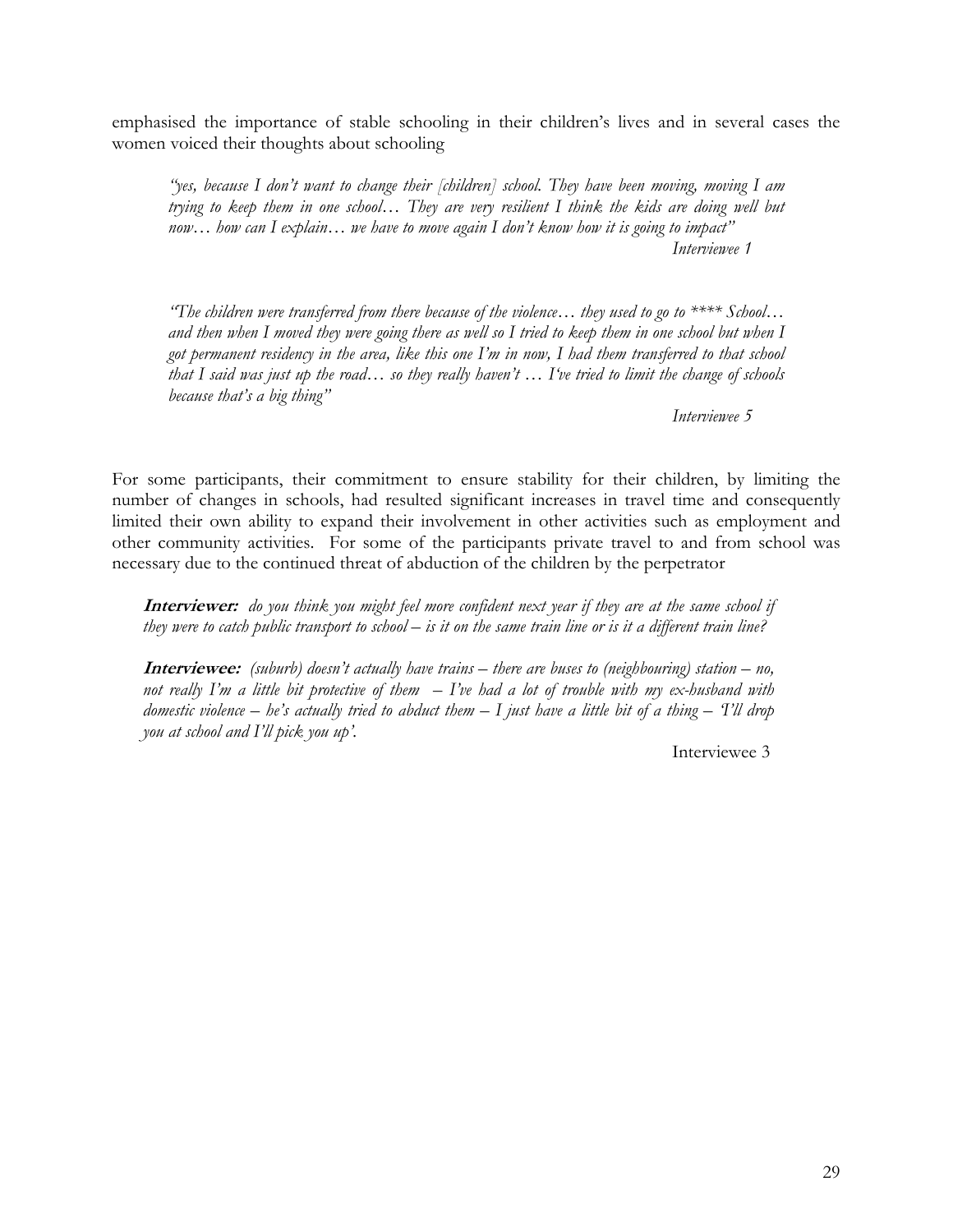emphasised the importance of stable schooling in their children's lives and in several cases the women voiced their thoughts about schooling

> *"yes, because I don't want to change their [children] school. They have been moving, moving I am trying to keep them in one school… They are very resilient I think the kids are doing well but now… how can I explain… we have to move again I don't know how it is going to impact"*
>
> *Interviewee 1*

> *"The children were transferred from there because of the violence… they used to go to **** School… and then when I moved they were going there as well so I tried to keep them in one school but when I got permanent residency in the area, like this one I'm in now, I had them transferred to that school that I said was just up the road… so they really haven't … I've tried to limit the change of schools because that's a big thing"*
>
> *Interviewee 5*

For some participants, their commitment to ensure stability for their children, by limiting the number of changes in schools, had resulted significant increases in travel time and consequently limited their own ability to expand their involvement in other activities such as employment and other community activities. For some of the participants private travel to and from school was necessary due to the continued threat of abduction of the children by the perpetrator

> **Interviewer:** *do you think you might feel more confident next year if they are at the same school if they were to catch public transport to school – is it on the same train line or is it a different train line?*
>
> **Interviewee:** *(suburb) doesn't actually have trains – there are buses to (neighbouring) station – no, not really I'm a little bit protective of them – I've had a lot of trouble with my ex-husband with domestic violence – he's actually tried to abduct them – I just have a little bit of a thing – 'I'll drop you at school and I'll pick you up'.*
>
> Interviewee 3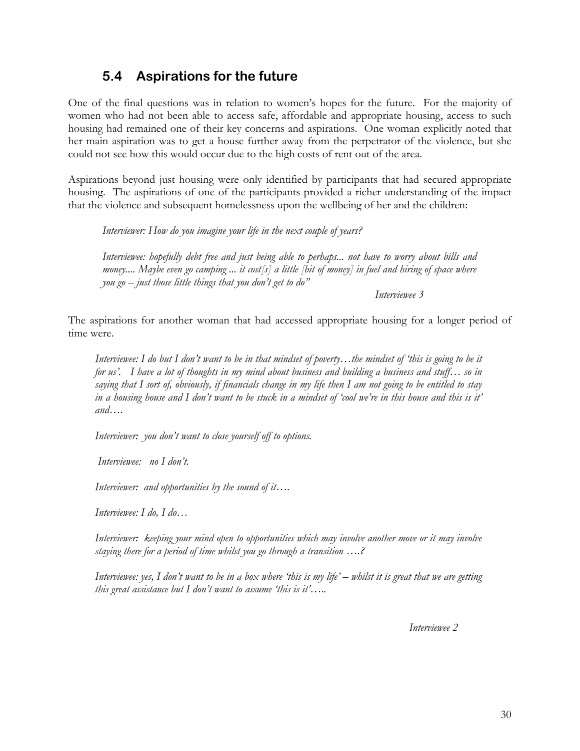## 5.4 Aspirations for the future

One of the final questions was in relation to women's hopes for the future. For the majority of women who had not been able to access safe, affordable and appropriate housing, access to such housing had remained one of their key concerns and aspirations. One woman explicitly noted that her main aspiration was to get a house further away from the perpetrator of the violence, but she could not see how this would occur due to the high costs of rent out of the area.

Aspirations beyond just housing were only identified by participants that had secured appropriate housing. The aspirations of one of the participants provided a richer understanding of the impact that the violence and subsequent homelessness upon the wellbeing of her and the children:

> *Interviewer: How do you imagine your life in the next couple of years?*
>
> *Interviewee: hopefully debt free and just being able to perhaps... not have to worry about bills and money.... Maybe even go camping ... it cost[s] a little [bit of money] in fuel and hiring of space where you go – just those little things that you don't get to do"*
>
> *Interviewee 3*

The aspirations for another woman that had accessed appropriate housing for a longer period of time were.

> *Interviewee: I do but I don't want to be in that mindset of poverty…the mindset of 'this is going to be it for us'. I have a lot of thoughts in my mind about business and building a business and stuff… so in saying that I sort of, obviously, if financials change in my life then I am not going to be entitled to stay in a housing house and I don't want to be stuck in a mindset of 'cool we're in this house and this is it' and….*
>
> *Interviewer: you don't want to close yourself off to options.*
>
> *Interviewee: no I don't.*
>
> *Interviewer: and opportunities by the sound of it….*
>
> *Interviewee: I do, I do…*
>
> *Interviewer: keeping your mind open to opportunities which may involve another move or it may involve staying there for a period of time whilst you go through a transition ….?*
>
> *Interviewee: yes, I don't want to be in a box where 'this is my life' – whilst it is great that we are getting this great assistance but I don't want to assume 'this is it'…..*
>
> *Interviewee 2*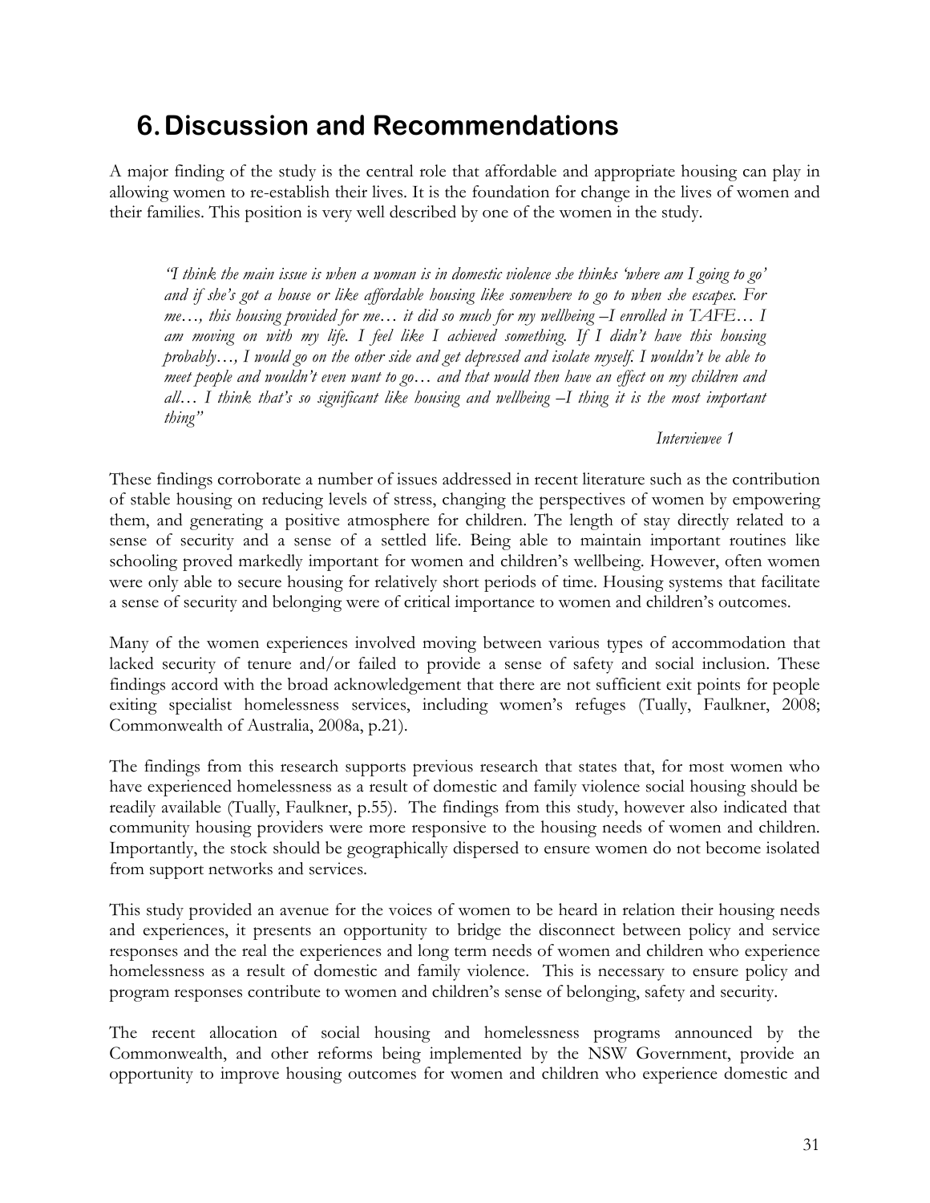# 6. Discussion and Recommendations

A major finding of the study is the central role that affordable and appropriate housing can play in allowing women to re-establish their lives. It is the foundation for change in the lives of women and their families. This position is very well described by one of the women in the study.

> *"I think the main issue is when a woman is in domestic violence she thinks 'where am I going to go' and if she's got a house or like affordable housing like somewhere to go to when she escapes. For me…, this housing provided for me… it did so much for my wellbeing –I enrolled in TAFE… I am moving on with my life. I feel like I achieved something. If I didn't have this housing probably…, I would go on the other side and get depressed and isolate myself. I wouldn't be able to meet people and wouldn't even want to go… and that would then have an effect on my children and all… I think that's so significant like housing and wellbeing –I thing it is the most important thing"*
>
> *Interviewee 1*

These findings corroborate a number of issues addressed in recent literature such as the contribution of stable housing on reducing levels of stress, changing the perspectives of women by empowering them, and generating a positive atmosphere for children. The length of stay directly related to a sense of security and a sense of a settled life. Being able to maintain important routines like schooling proved markedly important for women and children's wellbeing. However, often women were only able to secure housing for relatively short periods of time. Housing systems that facilitate a sense of security and belonging were of critical importance to women and children's outcomes.

Many of the women experiences involved moving between various types of accommodation that lacked security of tenure and/or failed to provide a sense of safety and social inclusion. These findings accord with the broad acknowledgement that there are not sufficient exit points for people exiting specialist homelessness services, including women's refuges (Tually, Faulkner, 2008; Commonwealth of Australia, 2008a, p.21).

The findings from this research supports previous research that states that, for most women who have experienced homelessness as a result of domestic and family violence social housing should be readily available (Tually, Faulkner, p.55). The findings from this study, however also indicated that community housing providers were more responsive to the housing needs of women and children. Importantly, the stock should be geographically dispersed to ensure women do not become isolated from support networks and services.

This study provided an avenue for the voices of women to be heard in relation their housing needs and experiences, it presents an opportunity to bridge the disconnect between policy and service responses and the real the experiences and long term needs of women and children who experience homelessness as a result of domestic and family violence. This is necessary to ensure policy and program responses contribute to women and children's sense of belonging, safety and security.

The recent allocation of social housing and homelessness programs announced by the Commonwealth, and other reforms being implemented by the NSW Government, provide an opportunity to improve housing outcomes for women and children who experience domestic and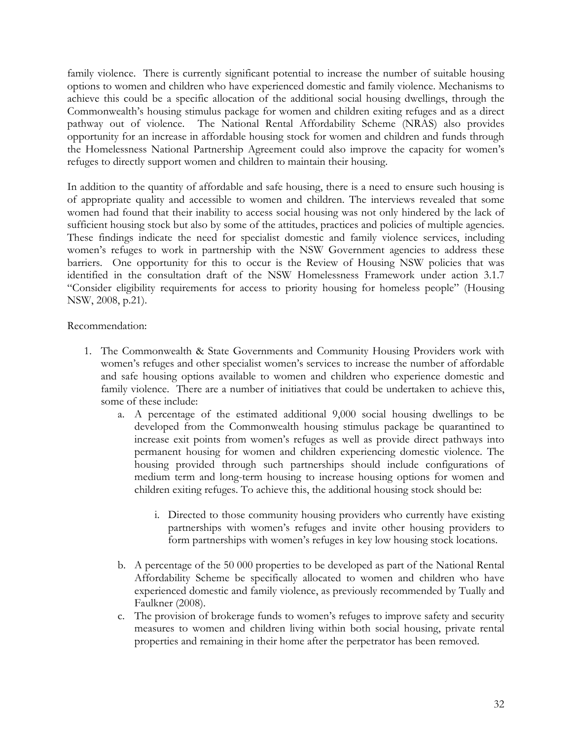family violence. There is currently significant potential to increase the number of suitable housing options to women and children who have experienced domestic and family violence. Mechanisms to achieve this could be a specific allocation of the additional social housing dwellings, through the Commonwealth's housing stimulus package for women and children exiting refuges and as a direct pathway out of violence. The National Rental Affordability Scheme (NRAS) also provides opportunity for an increase in affordable housing stock for women and children and funds through the Homelessness National Partnership Agreement could also improve the capacity for women's refuges to directly support women and children to maintain their housing.

In addition to the quantity of affordable and safe housing, there is a need to ensure such housing is of appropriate quality and accessible to women and children. The interviews revealed that some women had found that their inability to access social housing was not only hindered by the lack of sufficient housing stock but also by some of the attitudes, practices and policies of multiple agencies. These findings indicate the need for specialist domestic and family violence services, including women's refuges to work in partnership with the NSW Government agencies to address these barriers. One opportunity for this to occur is the Review of Housing NSW policies that was identified in the consultation draft of the NSW Homelessness Framework under action 3.1.7 "Consider eligibility requirements for access to priority housing for homeless people" (Housing NSW, 2008, p.21).

Recommendation:

1. The Commonwealth & State Governments and Community Housing Providers work with women's refuges and other specialist women's services to increase the number of affordable and safe housing options available to women and children who experience domestic and family violence. There are a number of initiatives that could be undertaken to achieve this, some of these include:
    a. A percentage of the estimated additional 9,000 social housing dwellings to be developed from the Commonwealth housing stimulus package be quarantined to increase exit points from women's refuges as well as provide direct pathways into permanent housing for women and children experiencing domestic violence. The housing provided through such partnerships should include configurations of medium term and long-term housing to increase housing options for women and children exiting refuges. To achieve this, the additional housing stock should be:

        i. Directed to those community housing providers who currently have existing partnerships with women's refuges and invite other housing providers to form partnerships with women's refuges in key low housing stock locations.

    b. A percentage of the 50 000 properties to be developed as part of the National Rental Affordability Scheme be specifically allocated to women and children who have experienced domestic and family violence, as previously recommended by Tually and Faulkner (2008).
    c. The provision of brokerage funds to women's refuges to improve safety and security measures to women and children living within both social housing, private rental properties and remaining in their home after the perpetrator has been removed.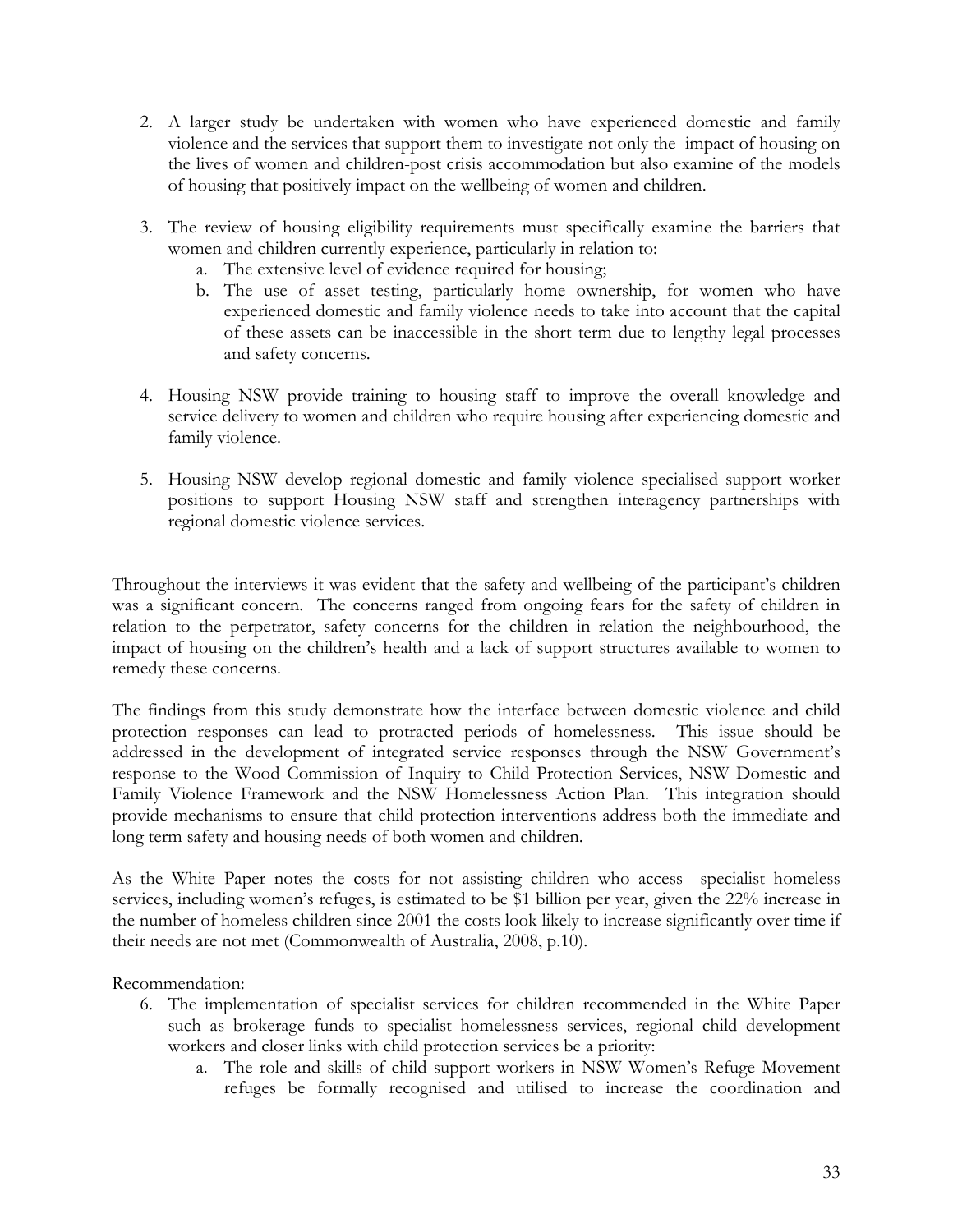2. A larger study be undertaken with women who have experienced domestic and family violence and the services that support them to investigate not only the impact of housing on the lives of women and children-post crisis accommodation but also examine of the models of housing that positively impact on the wellbeing of women and children.

3. The review of housing eligibility requirements must specifically examine the barriers that women and children currently experience, particularly in relation to:
   a. The extensive level of evidence required for housing;
   b. The use of asset testing, particularly home ownership, for women who have experienced domestic and family violence needs to take into account that the capital of these assets can be inaccessible in the short term due to lengthy legal processes and safety concerns.

4. Housing NSW provide training to housing staff to improve the overall knowledge and service delivery to women and children who require housing after experiencing domestic and family violence.

5. Housing NSW develop regional domestic and family violence specialised support worker positions to support Housing NSW staff and strengthen interagency partnerships with regional domestic violence services.

Throughout the interviews it was evident that the safety and wellbeing of the participant's children was a significant concern. The concerns ranged from ongoing fears for the safety of children in relation to the perpetrator, safety concerns for the children in relation the neighbourhood, the impact of housing on the children's health and a lack of support structures available to women to remedy these concerns.

The findings from this study demonstrate how the interface between domestic violence and child protection responses can lead to protracted periods of homelessness. This issue should be addressed in the development of integrated service responses through the NSW Government's response to the Wood Commission of Inquiry to Child Protection Services, NSW Domestic and Family Violence Framework and the NSW Homelessness Action Plan. This integration should provide mechanisms to ensure that child protection interventions address both the immediate and long term safety and housing needs of both women and children.

As the White Paper notes the costs for not assisting children who access specialist homeless services, including women's refuges, is estimated to be $1 billion per year, given the 22% increase in the number of homeless children since 2001 the costs look likely to increase significantly over time if their needs are not met (Commonwealth of Australia, 2008, p.10).

Recommendation:

6. The implementation of specialist services for children recommended in the White Paper such as brokerage funds to specialist homelessness services, regional child development workers and closer links with child protection services be a priority:
   a. The role and skills of child support workers in NSW Women's Refuge Movement refuges be formally recognised and utilised to increase the coordination and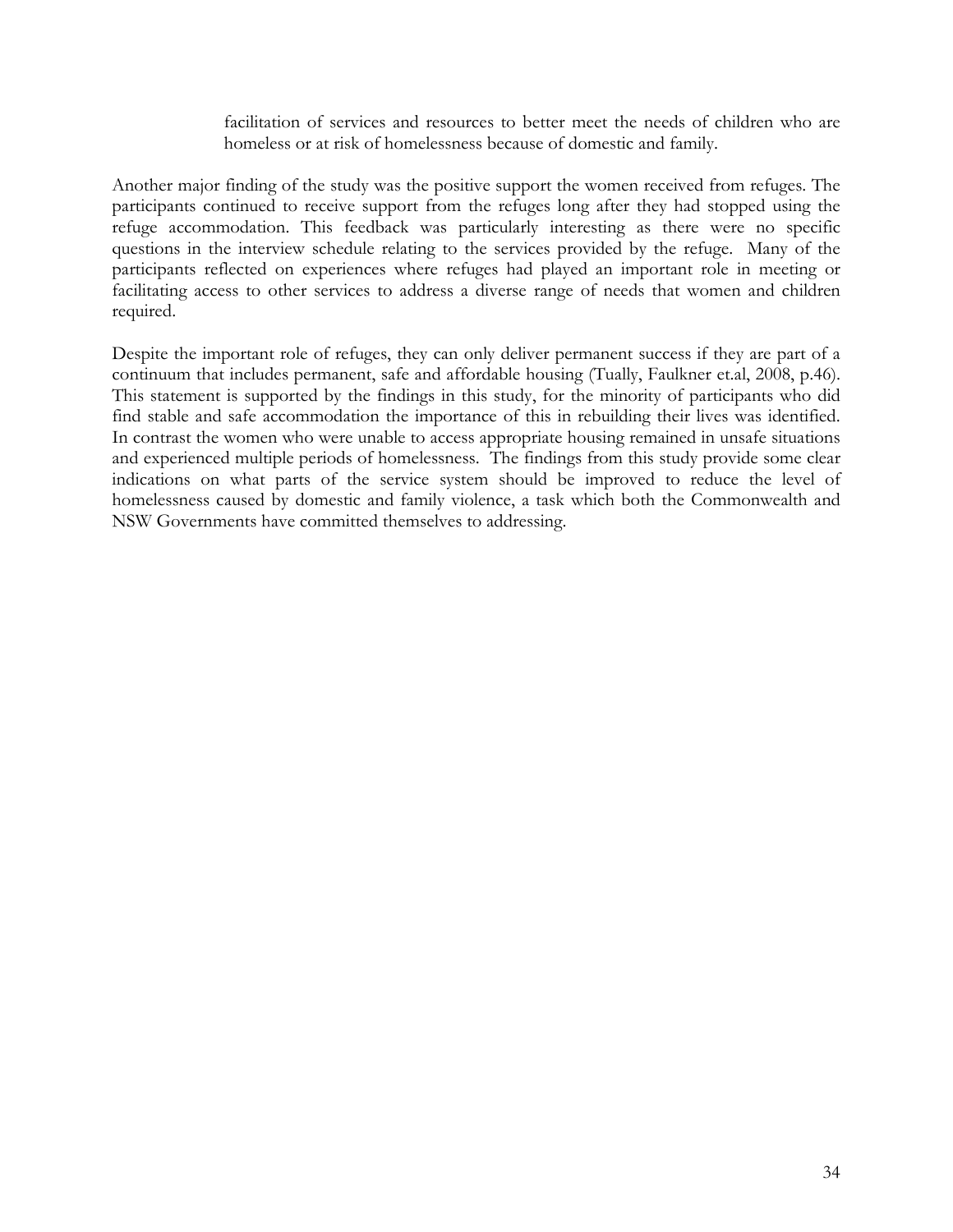> facilitation of services and resources to better meet the needs of children who are homeless or at risk of homelessness because of domestic and family.

Another major finding of the study was the positive support the women received from refuges. The participants continued to receive support from the refuges long after they had stopped using the refuge accommodation. This feedback was particularly interesting as there were no specific questions in the interview schedule relating to the services provided by the refuge. Many of the participants reflected on experiences where refuges had played an important role in meeting or facilitating access to other services to address a diverse range of needs that women and children required.

Despite the important role of refuges, they can only deliver permanent success if they are part of a continuum that includes permanent, safe and affordable housing (Tually, Faulkner et.al, 2008, p.46). This statement is supported by the findings in this study, for the minority of participants who did find stable and safe accommodation the importance of this in rebuilding their lives was identified. In contrast the women who were unable to access appropriate housing remained in unsafe situations and experienced multiple periods of homelessness. The findings from this study provide some clear indications on what parts of the service system should be improved to reduce the level of homelessness caused by domestic and family violence, a task which both the Commonwealth and NSW Governments have committed themselves to addressing.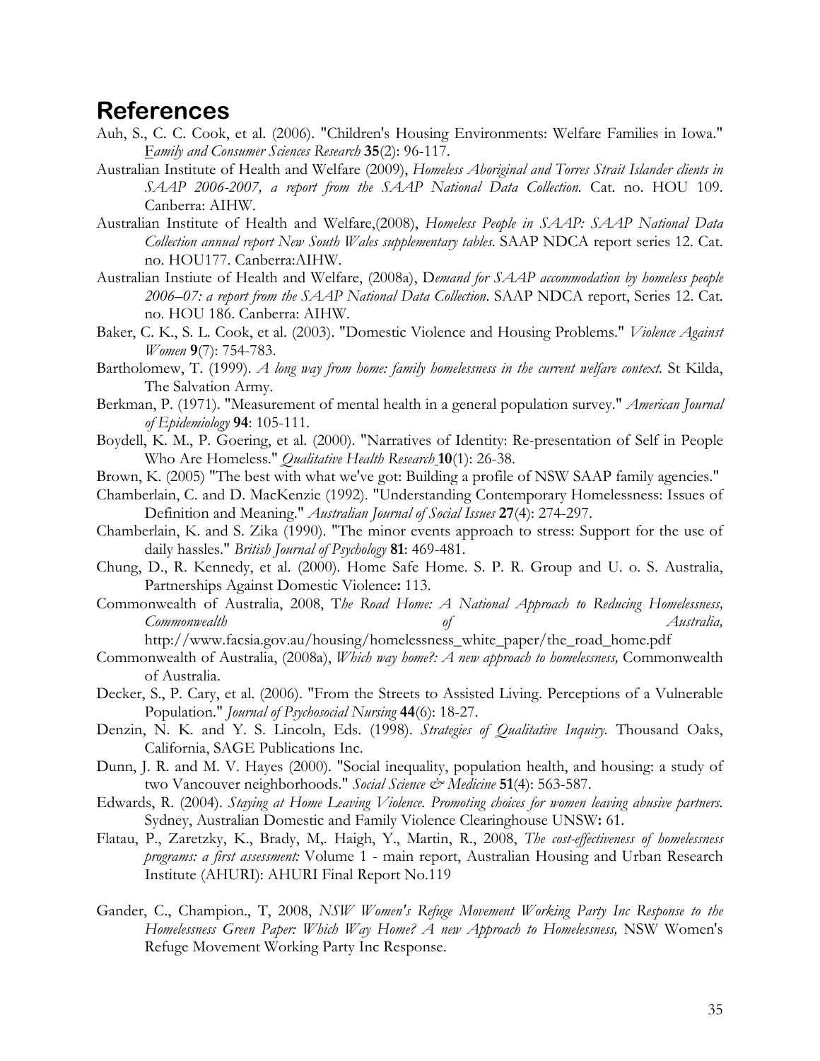# References

Auh, S., C. C. Cook, et al. (2006). "Children's Housing Environments: Welfare Families in Iowa." *Family and Consumer Sciences Research* **35**(2): 96-117.

Australian Institute of Health and Welfare (2009), *Homeless Aboriginal and Torres Strait Islander clients in SAAP 2006-2007, a report from the SAAP National Data Collection.* Cat. no. HOU 109. Canberra: AIHW.

Australian Institute of Health and Welfare,(2008), *Homeless People in SAAP: SAAP National Data Collection annual report New South Wales supplementary tables*. SAAP NDCA report series 12. Cat. no. HOU177. Canberra:AIHW.

Australian Instiute of Health and Welfare, (2008a), D*emand for SAAP accommodation by homeless people 2006–07: a report from the SAAP National Data Collection*. SAAP NDCA report, Series 12. Cat. no. HOU 186. Canberra: AIHW.

Baker, C. K., S. L. Cook, et al. (2003). "Domestic Violence and Housing Problems." *Violence Against Women* **9**(7): 754-783.

Bartholomew, T. (1999). *A long way from home: family homelessness in the current welfare context.* St Kilda, The Salvation Army.

Berkman, P. (1971). "Measurement of mental health in a general population survey." *American Journal of Epidemiology* **94**: 105-111.

Boydell, K. M., P. Goering, et al. (2000). "Narratives of Identity: Re-presentation of Self in People Who Are Homeless." *Qualitative Health Research* **10**(1): 26-38.

Brown, K. (2005) "The best with what we've got: Building a profile of NSW SAAP family agencies."

Chamberlain, C. and D. MacKenzie (1992). "Understanding Contemporary Homelessness: Issues of Definition and Meaning." *Australian Journal of Social Issues* **27**(4): 274-297.

Chamberlain, K. and S. Zika (1990). "The minor events approach to stress: Support for the use of daily hassles." *British Journal of Psychology* **81**: 469-481.

Chung, D., R. Kennedy, et al. (2000). Home Safe Home. S. P. R. Group and U. o. S. Australia, Partnerships Against Domestic Violence**:** 113.

Commonwealth of Australia, 2008, T*he Road Home: A National Approach to Reducing Homelessness, Commonwealth of Australia,* http://www.facsia.gov.au/housing/homelessness_white_paper/the_road_home.pdf

Commonwealth of Australia, (2008a), *Which way home?: A new approach to homelessness,* Commonwealth of Australia.

Decker, S., P. Cary, et al. (2006). "From the Streets to Assisted Living. Perceptions of a Vulnerable Population." *Journal of Psychosocial Nursing* **44**(6): 18-27.

Denzin, N. K. and Y. S. Lincoln, Eds. (1998). *Strategies of Qualitative Inquiry.* Thousand Oaks, California, SAGE Publications Inc.

Dunn, J. R. and M. V. Hayes (2000). "Social inequality, population health, and housing: a study of two Vancouver neighborhoods." *Social Science & Medicine* **51**(4): 563-587.

Edwards, R. (2004). *Staying at Home Leaving Violence. Promoting choices for women leaving abusive partners.* Sydney, Australian Domestic and Family Violence Clearinghouse UNSW**:** 61.

Flatau, P., Zaretzky, K., Brady, M,. Haigh, Y., Martin, R., 2008, *The cost-effectiveness of homelessness programs: a first assessment:* Volume 1 - main report, Australian Housing and Urban Research Institute (AHURI): AHURI Final Report No.119

Gander, C., Champion., T, 2008, *NSW Women's Refuge Movement Working Party Inc Response to the Homelessness Green Paper: Which Way Home? A new Approach to Homelessness,* NSW Women's Refuge Movement Working Party Inc Response.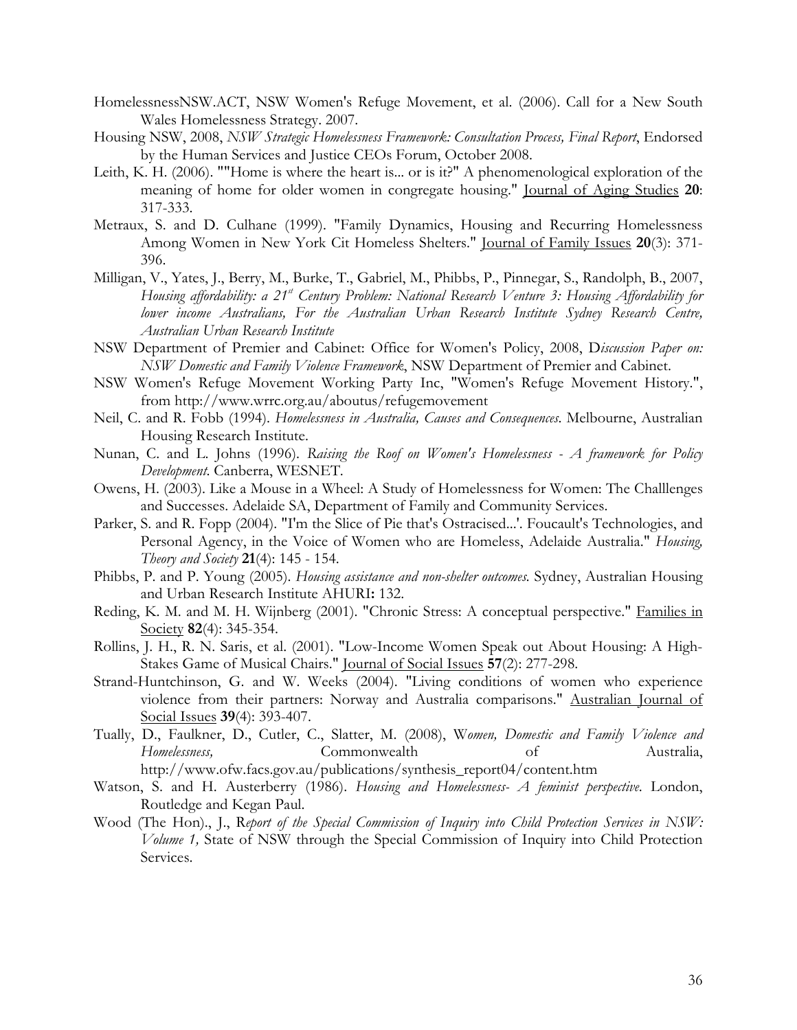HomelessnessNSW.ACT, NSW Women's Refuge Movement, et al. (2006). Call for a New South Wales Homelessness Strategy. 2007.

Housing NSW, 2008, *NSW Strategic Homelessness Framework: Consultation Process, Final Report*, Endorsed by the Human Services and Justice CEOs Forum, October 2008.

Leith, K. H. (2006). ""Home is where the heart is... or is it?" A phenomenological exploration of the meaning of home for older women in congregate housing." Journal of Aging Studies **20**: 317-333.

Metraux, S. and D. Culhane (1999). "Family Dynamics, Housing and Recurring Homelessness Among Women in New York Cit Homeless Shelters." Journal of Family Issues **20**(3): 371-396.

Milligan, V., Yates, J., Berry, M., Burke, T., Gabriel, M., Phibbs, P., Pinnegar, S., Randolph, B., 2007, *Housing affordability: a 21st Century Problem: National Research Venture 3: Housing Affordability for lower income Australians, For the Australian Urban Research Institute Sydney Research Centre, Australian Urban Research Institute*

NSW Department of Premier and Cabinet: Office for Women's Policy, 2008, D*iscussion Paper on: NSW Domestic and Family Violence Framework*, NSW Department of Premier and Cabinet.

NSW Women's Refuge Movement Working Party Inc, "Women's Refuge Movement History.", from http://www.wrrc.org.au/aboutus/refugemovement

Neil, C. and R. Fobb (1994). *Homelessness in Australia, Causes and Consequences*. Melbourne, Australian Housing Research Institute.

Nunan, C. and L. Johns (1996). *Raising the Roof on Women's Homelessness - A framework for Policy Development*. Canberra, WESNET.

Owens, H. (2003). Like a Mouse in a Wheel: A Study of Homelessness for Women: The Challlenges and Successes. Adelaide SA, Department of Family and Community Services.

Parker, S. and R. Fopp (2004). "I'm the Slice of Pie that's Ostracised...'. Foucault's Technologies, and Personal Agency, in the Voice of Women who are Homeless, Adelaide Australia." *Housing, Theory and Society* **21**(4): 145 - 154.

Phibbs, P. and P. Young (2005). *Housing assistance and non-shelter outcomes*. Sydney, Australian Housing and Urban Research Institute AHURI**:** 132.

Reding, K. M. and M. H. Wijnberg (2001). "Chronic Stress: A conceptual perspective." Families in Society **82**(4): 345-354.

Rollins, J. H., R. N. Saris, et al. (2001). "Low-Income Women Speak out About Housing: A High-Stakes Game of Musical Chairs." Journal of Social Issues **57**(2): 277-298.

Strand-Huntchinson, G. and W. Weeks (2004). "Living conditions of women who experience violence from their partners: Norway and Australia comparisons." Australian Journal of Social Issues **39**(4): 393-407.

Tually, D., Faulkner, D., Cutler, C., Slatter, M. (2008), W*omen, Domestic and Family Violence and Homelessness,* Commonwealth of Australia, http://www.ofw.facs.gov.au/publications/synthesis_report04/content.htm

Watson, S. and H. Austerberry (1986). *Housing and Homelessness- A feminist perspective*. London, Routledge and Kegan Paul.

Wood (The Hon)., J., R*eport of the Special Commission of Inquiry into Child Protection Services in NSW: Volume 1,* State of NSW through the Special Commission of Inquiry into Child Protection Services.